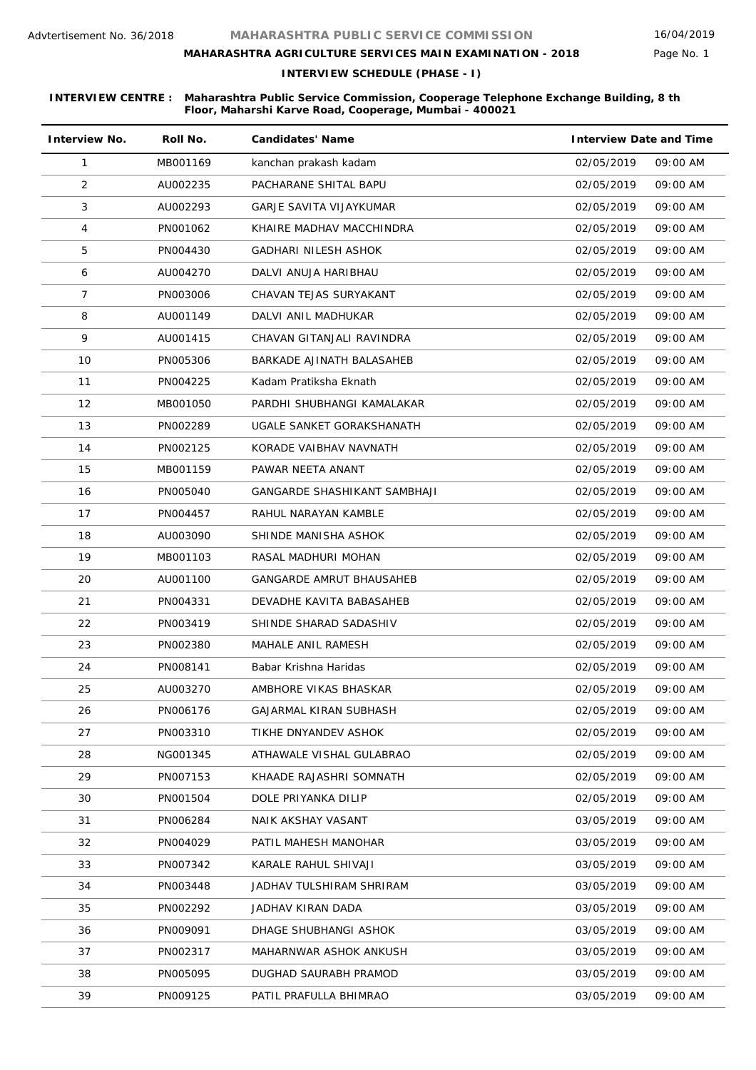Advtertisement No. 36/2018

# MAHARASHTRA PUBLIC SERVICE COMMISSION

16/04/2019

## MAHARASHTRA AGRICULTURE SERVICES MAIN EXAMINATION - 2018

### INTERVIEW SCHEDULE (PHASE - I)

**INTERVIEW CENTRE : Maharashtra Public Service Commission, Cooperage Telephone Exchange Building, 8 th Floor, Maharshi Karve Road, Cooperage, Mumbai - 400021**

| Interview No. | Roll No. | Candidates' Name | Interview Date and Time | |
|---|---|---|---|---|
| 1 | MB001169 | kanchan prakash kadam | 02/05/2019 | 09:00 AM |
| 2 | AU002235 | PACHARANE SHITAL BAPU | 02/05/2019 | 09:00 AM |
| 3 | AU002293 | GARJE SAVITA VIJAYKUMAR | 02/05/2019 | 09:00 AM |
| 4 | PN001062 | KHAIRE MADHAV MACCHINDRA | 02/05/2019 | 09:00 AM |
| 5 | PN004430 | GADHARI NILESH ASHOK | 02/05/2019 | 09:00 AM |
| 6 | AU004270 | DALVI ANUJA HARIBHAU | 02/05/2019 | 09:00 AM |
| 7 | PN003006 | CHAVAN TEJAS SURYAKANT | 02/05/2019 | 09:00 AM |
| 8 | AU001149 | DALVI ANIL MADHUKAR | 02/05/2019 | 09:00 AM |
| 9 | AU001415 | CHAVAN GITANJALI RAVINDRA | 02/05/2019 | 09:00 AM |
| 10 | PN005306 | BARKADE AJINATH BALASAHEB | 02/05/2019 | 09:00 AM |
| 11 | PN004225 | Kadam Pratiksha Eknath | 02/05/2019 | 09:00 AM |
| 12 | MB001050 | PARDHI SHUBHANGI KAMALAKAR | 02/05/2019 | 09:00 AM |
| 13 | PN002289 | UGALE SANKET GORAKSHANATH | 02/05/2019 | 09:00 AM |
| 14 | PN002125 | KORADE VAIBHAV NAVNATH | 02/05/2019 | 09:00 AM |
| 15 | MB001159 | PAWAR NEETA ANANT | 02/05/2019 | 09:00 AM |
| 16 | PN005040 | GANGARDE SHASHIKANT SAMBHAJI | 02/05/2019 | 09:00 AM |
| 17 | PN004457 | RAHUL NARAYAN KAMBLE | 02/05/2019 | 09:00 AM |
| 18 | AU003090 | SHINDE MANISHA ASHOK | 02/05/2019 | 09:00 AM |
| 19 | MB001103 | RASAL MADHURI MOHAN | 02/05/2019 | 09:00 AM |
| 20 | AU001100 | GANGARDE AMRUT BHAUSAHEB | 02/05/2019 | 09:00 AM |
| 21 | PN004331 | DEVADHE KAVITA BABASAHEB | 02/05/2019 | 09:00 AM |
| 22 | PN003419 | SHINDE SHARAD SADASHIV | 02/05/2019 | 09:00 AM |
| 23 | PN002380 | MAHALE ANIL RAMESH | 02/05/2019 | 09:00 AM |
| 24 | PN008141 | Babar Krishna Haridas | 02/05/2019 | 09:00 AM |
| 25 | AU003270 | AMBHORE VIKAS BHASKAR | 02/05/2019 | 09:00 AM |
| 26 | PN006176 | GAJARMAL KIRAN SUBHASH | 02/05/2019 | 09:00 AM |
| 27 | PN003310 | TIKHE DNYANDEV ASHOK | 02/05/2019 | 09:00 AM |
| 28 | NG001345 | ATHAWALE VISHAL GULABRAO | 02/05/2019 | 09:00 AM |
| 29 | PN007153 | KHAADE RAJASHRI SOMNATH | 02/05/2019 | 09:00 AM |
| 30 | PN001504 | DOLE PRIYANKA DILIP | 02/05/2019 | 09:00 AM |
| 31 | PN006284 | NAIK AKSHAY VASANT | 03/05/2019 | 09:00 AM |
| 32 | PN004029 | PATIL MAHESH MANOHAR | 03/05/2019 | 09:00 AM |
| 33 | PN007342 | KARALE RAHUL SHIVAJI | 03/05/2019 | 09:00 AM |
| 34 | PN003448 | JADHAV TULSHIRAM SHRIRAM | 03/05/2019 | 09:00 AM |
| 35 | PN002292 | JADHAV KIRAN DADA | 03/05/2019 | 09:00 AM |
| 36 | PN009091 | DHAGE SHUBHANGI ASHOK | 03/05/2019 | 09:00 AM |
| 37 | PN002317 | MAHARNWAR ASHOK ANKUSH | 03/05/2019 | 09:00 AM |
| 38 | PN005095 | DUGHAD SAURABH PRAMOD | 03/05/2019 | 09:00 AM |
| 39 | PN009125 | PATIL PRAFULLA BHIMRAO | 03/05/2019 | 09:00 AM |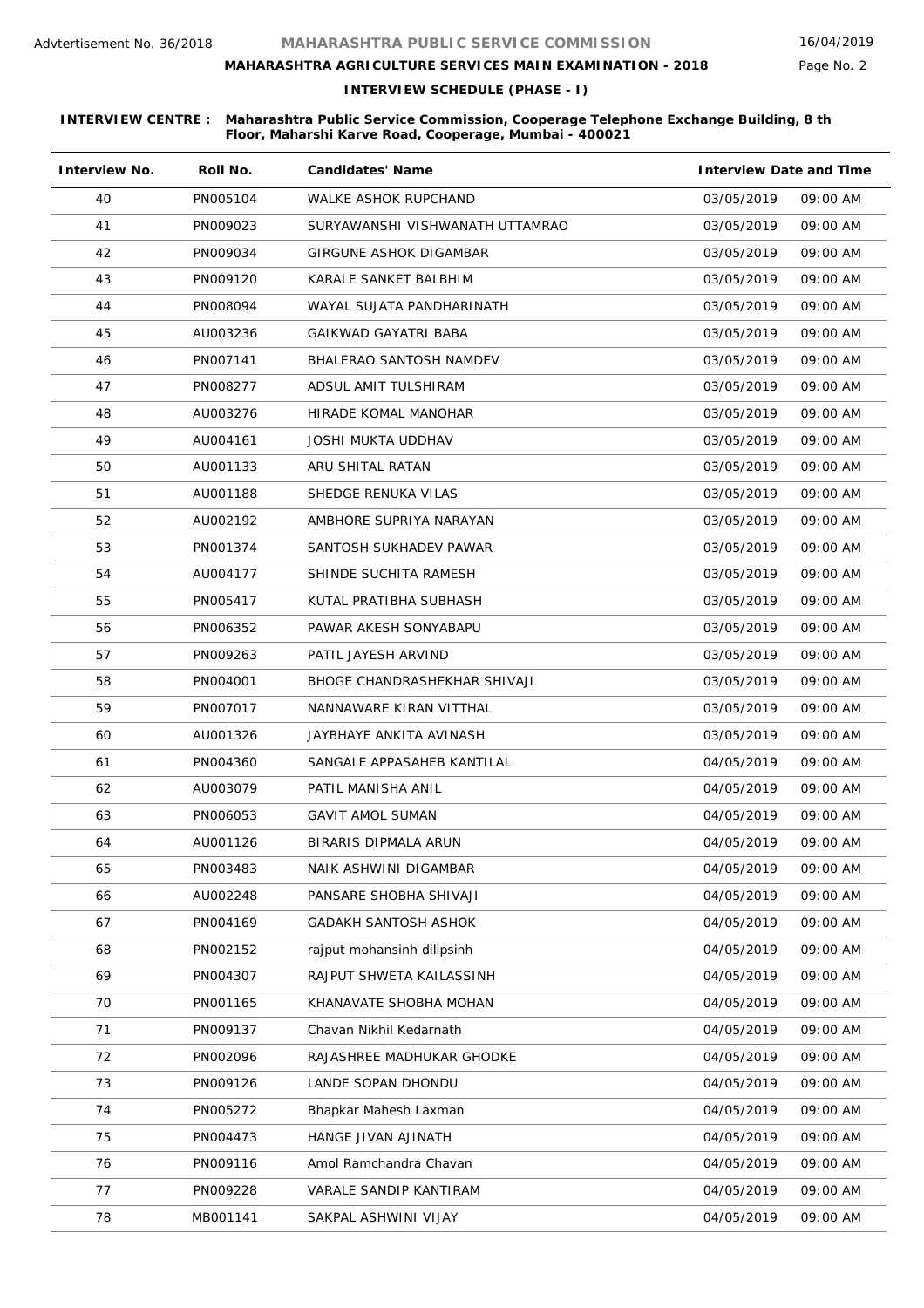Advtertisement No. 36/2018

# MAHARASHTRA PUBLIC SERVICE COMMISSION

16/04/2019

**MAHARASHTRA AGRICULTURE SERVICES MAIN EXAMINATION - 2018**

**INTERVIEW SCHEDULE (PHASE - I)**

**INTERVIEW CENTRE : Maharashtra Public Service Commission, Cooperage Telephone Exchange Building, 8 th Floor, Maharshi Karve Road, Cooperage, Mumbai - 400021**

| Interview No. | Roll No. | Candidates' Name | Interview Date and Time | |
|---|---|---|---|---|
| 40 | PN005104 | WALKE ASHOK RUPCHAND | 03/05/2019 | 09:00 AM |
| 41 | PN009023 | SURYAWANSHI VISHWANATH UTTAMRAO | 03/05/2019 | 09:00 AM |
| 42 | PN009034 | GIRGUNE ASHOK DIGAMBAR | 03/05/2019 | 09:00 AM |
| 43 | PN009120 | KARALE SANKET BALBHIM | 03/05/2019 | 09:00 AM |
| 44 | PN008094 | WAYAL SUJATA PANDHARINATH | 03/05/2019 | 09:00 AM |
| 45 | AU003236 | GAIKWAD GAYATRI BABA | 03/05/2019 | 09:00 AM |
| 46 | PN007141 | BHALERAO SANTOSH NAMDEV | 03/05/2019 | 09:00 AM |
| 47 | PN008277 | ADSUL AMIT TULSHIRAM | 03/05/2019 | 09:00 AM |
| 48 | AU003276 | HIRADE KOMAL MANOHAR | 03/05/2019 | 09:00 AM |
| 49 | AU004161 | JOSHI MUKTA UDDHAV | 03/05/2019 | 09:00 AM |
| 50 | AU001133 | ARU SHITAL RATAN | 03/05/2019 | 09:00 AM |
| 51 | AU001188 | SHEDGE RENUKA VILAS | 03/05/2019 | 09:00 AM |
| 52 | AU002192 | AMBHORE SUPRIYA NARAYAN | 03/05/2019 | 09:00 AM |
| 53 | PN001374 | SANTOSH SUKHADEV PAWAR | 03/05/2019 | 09:00 AM |
| 54 | AU004177 | SHINDE SUCHITA RAMESH | 03/05/2019 | 09:00 AM |
| 55 | PN005417 | KUTAL PRATIBHA SUBHASH | 03/05/2019 | 09:00 AM |
| 56 | PN006352 | PAWAR AKESH SONYABAPU | 03/05/2019 | 09:00 AM |
| 57 | PN009263 | PATIL JAYESH ARVIND | 03/05/2019 | 09:00 AM |
| 58 | PN004001 | BHOGE CHANDRASHEKHAR SHIVAJI | 03/05/2019 | 09:00 AM |
| 59 | PN007017 | NANNAWARE KIRAN VITTHAL | 03/05/2019 | 09:00 AM |
| 60 | AU001326 | JAYBHAYE ANKITA AVINASH | 03/05/2019 | 09:00 AM |
| 61 | PN004360 | SANGALE APPASAHEB KANTILAL | 04/05/2019 | 09:00 AM |
| 62 | AU003079 | PATIL MANISHA ANIL | 04/05/2019 | 09:00 AM |
| 63 | PN006053 | GAVIT AMOL SUMAN | 04/05/2019 | 09:00 AM |
| 64 | AU001126 | BIRARIS DIPMALA ARUN | 04/05/2019 | 09:00 AM |
| 65 | PN003483 | NAIK ASHWINI DIGAMBAR | 04/05/2019 | 09:00 AM |
| 66 | AU002248 | PANSARE SHOBHA SHIVAJI | 04/05/2019 | 09:00 AM |
| 67 | PN004169 | GADAKH SANTOSH ASHOK | 04/05/2019 | 09:00 AM |
| 68 | PN002152 | rajput mohansinh dilipsinh | 04/05/2019 | 09:00 AM |
| 69 | PN004307 | RAJPUT SHWETA KAILASSINH | 04/05/2019 | 09:00 AM |
| 70 | PN001165 | KHANAVATE SHOBHA MOHAN | 04/05/2019 | 09:00 AM |
| 71 | PN009137 | Chavan Nikhil Kedarnath | 04/05/2019 | 09:00 AM |
| 72 | PN002096 | RAJASHREE MADHUKAR GHODKE | 04/05/2019 | 09:00 AM |
| 73 | PN009126 | LANDE SOPAN DHONDU | 04/05/2019 | 09:00 AM |
| 74 | PN005272 | Bhapkar Mahesh Laxman | 04/05/2019 | 09:00 AM |
| 75 | PN004473 | HANGE JIVAN AJINATH | 04/05/2019 | 09:00 AM |
| 76 | PN009116 | Amol Ramchandra Chavan | 04/05/2019 | 09:00 AM |
| 77 | PN009228 | VARALE SANDIP KANTIRAM | 04/05/2019 | 09:00 AM |
| 78 | MB001141 | SAKPAL ASHWINI VIJAY | 04/05/2019 | 09:00 AM |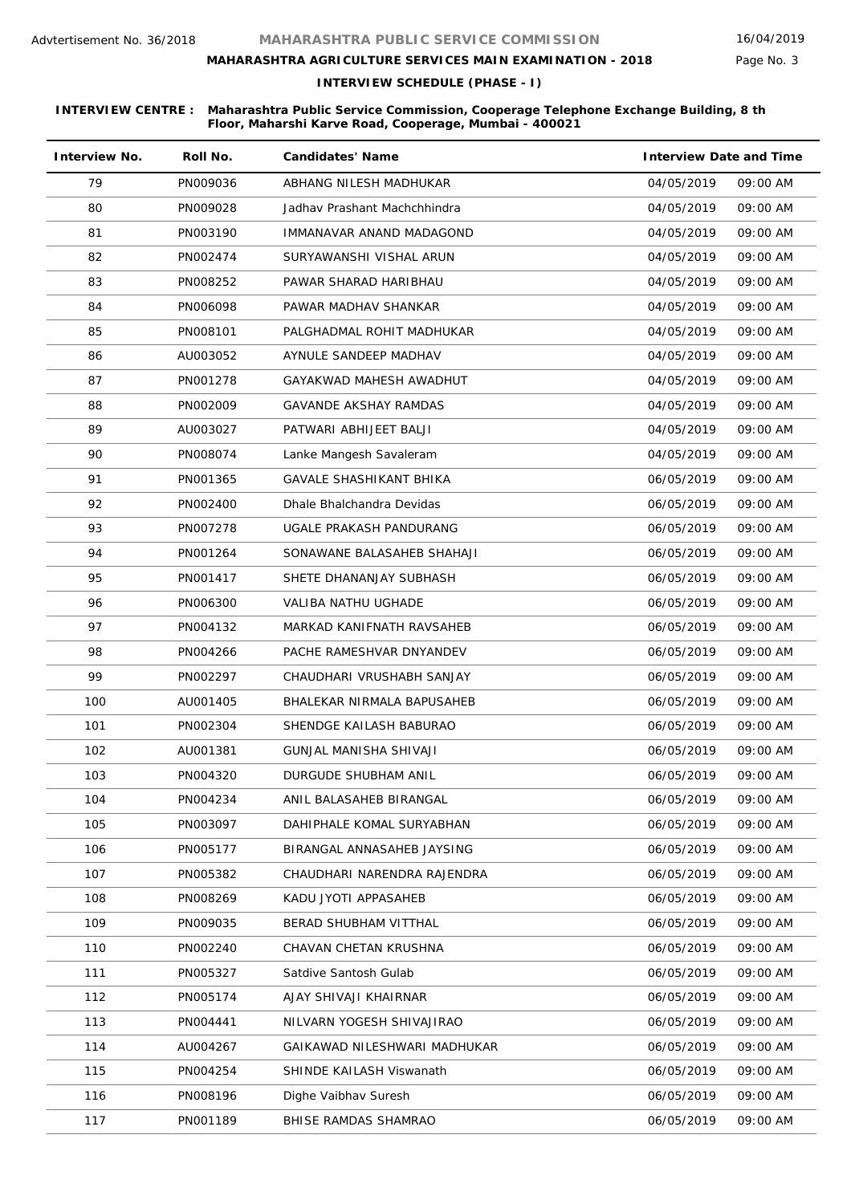Advtertisement No. 36/2018

# MAHARASHTRA PUBLIC SERVICE COMMISSION

16/04/2019

## MAHARASHTRA AGRICULTURE SERVICES MAIN EXAMINATION - 2018

### INTERVIEW SCHEDULE (PHASE - I)

**INTERVIEW CENTRE : Maharashtra Public Service Commission, Cooperage Telephone Exchange Building, 8 th Floor, Maharashi Karve Road, Cooperage, Mumbai - 400021**

| Interview No. | Roll No. | Candidates' Name | Interview Date and Time | |
|---|---|---|---|---|
| 79 | PN009036 | ABHANG NILESH MADHUKAR | 04/05/2019 | 09:00 AM |
| 80 | PN009028 | Jadhav Prashant Machchhindra | 04/05/2019 | 09:00 AM |
| 81 | PN003190 | IMMANAVAR ANAND MADAGOND | 04/05/2019 | 09:00 AM |
| 82 | PN002474 | SURYAWANSHI VISHAL ARUN | 04/05/2019 | 09:00 AM |
| 83 | PN008252 | PAWAR SHARAD HARIBHAU | 04/05/2019 | 09:00 AM |
| 84 | PN006098 | PAWAR MADHAV SHANKAR | 04/05/2019 | 09:00 AM |
| 85 | PN008101 | PALGHADMAL ROHIT MADHUKAR | 04/05/2019 | 09:00 AM |
| 86 | AU003052 | AYNULE SANDEEP MADHAV | 04/05/2019 | 09:00 AM |
| 87 | PN001278 | GAYAKWAD MAHESH AWADHUT | 04/05/2019 | 09:00 AM |
| 88 | PN002009 | GAVANDE AKSHAY RAMDAS | 04/05/2019 | 09:00 AM |
| 89 | AU003027 | PATWARI ABHIJEET BALJI | 04/05/2019 | 09:00 AM |
| 90 | PN008074 | Lanke Mangesh Savaleram | 04/05/2019 | 09:00 AM |
| 91 | PN001365 | GAVALE SHASHIKANT BHIKA | 06/05/2019 | 09:00 AM |
| 92 | PN002400 | Dhale Bhalchandra Devidas | 06/05/2019 | 09:00 AM |
| 93 | PN007278 | UGALE PRAKASH PANDURANG | 06/05/2019 | 09:00 AM |
| 94 | PN001264 | SONAWANE BALASAHEB SHAHAJI | 06/05/2019 | 09:00 AM |
| 95 | PN001417 | SHETE DHANANJAY SUBHASH | 06/05/2019 | 09:00 AM |
| 96 | PN006300 | VALIBA NATHU UGHADE | 06/05/2019 | 09:00 AM |
| 97 | PN004132 | MARKAD KANIFNATH RAVSAHEB | 06/05/2019 | 09:00 AM |
| 98 | PN004266 | PACHE RAMESHVAR DNYANDEV | 06/05/2019 | 09:00 AM |
| 99 | PN002297 | CHAUDHARI VRUSHABH SANJAY | 06/05/2019 | 09:00 AM |
| 100 | AU001405 | BHALEKAR NIRMALA BAPUSAHEB | 06/05/2019 | 09:00 AM |
| 101 | PN002304 | SHENDGE KAILASH BABURAO | 06/05/2019 | 09:00 AM |
| 102 | AU001381 | GUNJAL MANISHA SHIVAJI | 06/05/2019 | 09:00 AM |
| 103 | PN004320 | DURGUDE SHUBHAM ANIL | 06/05/2019 | 09:00 AM |
| 104 | PN004234 | ANIL BALASAHEB BIRANGAL | 06/05/2019 | 09:00 AM |
| 105 | PN003097 | DAHIPHALE KOMAL SURYABHAN | 06/05/2019 | 09:00 AM |
| 106 | PN005177 | BIRANGAL ANNASAHEB JAYSING | 06/05/2019 | 09:00 AM |
| 107 | PN005382 | CHAUDHARI NARENDRA RAJENDRA | 06/05/2019 | 09:00 AM |
| 108 | PN008269 | KADU JYOTI APPASAHEB | 06/05/2019 | 09:00 AM |
| 109 | PN009035 | BERAD SHUBHAM VITTHAL | 06/05/2019 | 09:00 AM |
| 110 | PN002240 | CHAVAN CHETAN KRUSHNA | 06/05/2019 | 09:00 AM |
| 111 | PN005327 | Satdive Santosh Gulab | 06/05/2019 | 09:00 AM |
| 112 | PN005174 | AJAY SHIVAJI KHAIRNAR | 06/05/2019 | 09:00 AM |
| 113 | PN004441 | NILVARN YOGESH SHIVAJIRAO | 06/05/2019 | 09:00 AM |
| 114 | AU004267 | GAIKAWAD NILESHWARI MADHUKAR | 06/05/2019 | 09:00 AM |
| 115 | PN004254 | SHINDE KAILASH Viswanath | 06/05/2019 | 09:00 AM |
| 116 | PN008196 | Dighe Vaibhav Suresh | 06/05/2019 | 09:00 AM |
| 117 | PN001189 | BHISE RAMDAS SHAMRAO | 06/05/2019 | 09:00 AM |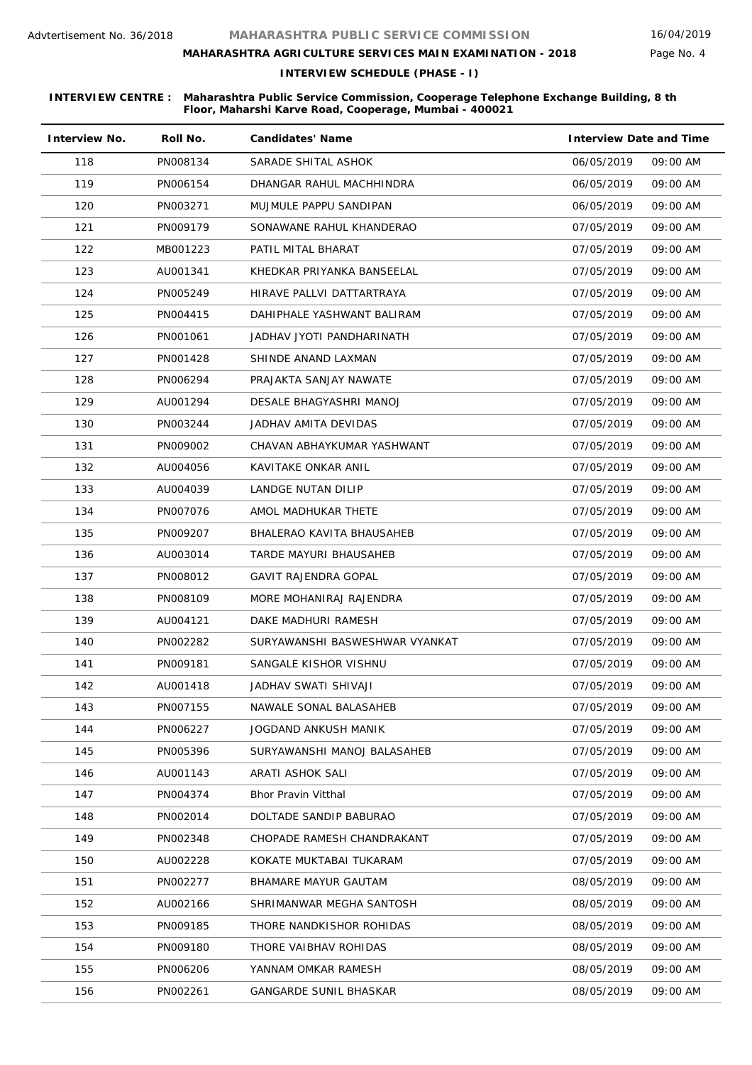Advtertisement No. 36/2018

# MAHARASHTRA PUBLIC SERVICE COMMISSION

16/04/2019

## MAHARASHTRA AGRICULTURE SERVICES MAIN EXAMINATION - 2018

### INTERVIEW SCHEDULE (PHASE - I)

**INTERVIEW CENTRE : Maharashtra Public Service Commission, Cooperage Telephone Exchange Building, 8 th Floor, Maharshi Karve Road, Cooperage, Mumbai - 400021**

| Interview No. | Roll No. | Candidates' Name | Interview Date | Time |
|---|---|---|---|---|
| 118 | PN008134 | SARADE SHITAL ASHOK | 06/05/2019 | 09:00 AM |
| 119 | PN006154 | DHANGAR RAHUL MACHHINDRA | 06/05/2019 | 09:00 AM |
| 120 | PN003271 | MUJMULE PAPPU SANDIPAN | 06/05/2019 | 09:00 AM |
| 121 | PN009179 | SONAWANE RAHUL KHANDERAO | 07/05/2019 | 09:00 AM |
| 122 | MB001223 | PATIL MITAL BHARAT | 07/05/2019 | 09:00 AM |
| 123 | AU001341 | KHEDKAR PRIYANKA BANSEELAL | 07/05/2019 | 09:00 AM |
| 124 | PN005249 | HIRAVE PALLVI DATTARTRAYA | 07/05/2019 | 09:00 AM |
| 125 | PN004415 | DAHIPHALE YASHWANT BALIRAM | 07/05/2019 | 09:00 AM |
| 126 | PN001061 | JADHAV JYOTI PANDHARINATH | 07/05/2019 | 09:00 AM |
| 127 | PN001428 | SHINDE ANAND LAXMAN | 07/05/2019 | 09:00 AM |
| 128 | PN006294 | PRAJAKTA SANJAY NAWATE | 07/05/2019 | 09:00 AM |
| 129 | AU001294 | DESALE BHAGYASHRI MANOJ | 07/05/2019 | 09:00 AM |
| 130 | PN003244 | JADHAV AMITA DEVIDAS | 07/05/2019 | 09:00 AM |
| 131 | PN009002 | CHAVAN ABHAYKUMAR YASHWANT | 07/05/2019 | 09:00 AM |
| 132 | AU004056 | KAVITAKE ONKAR ANIL | 07/05/2019 | 09:00 AM |
| 133 | AU004039 | LANDGE NUTAN DILIP | 07/05/2019 | 09:00 AM |
| 134 | PN007076 | AMOL MADHUKAR THETE | 07/05/2019 | 09:00 AM |
| 135 | PN009207 | BHALERAO KAVITA BHAUSAHEB | 07/05/2019 | 09:00 AM |
| 136 | AU003014 | TARDE MAYURI BHAUSAHEB | 07/05/2019 | 09:00 AM |
| 137 | PN008012 | GAVIT RAJENDRA GOPAL | 07/05/2019 | 09:00 AM |
| 138 | PN008109 | MORE MOHANIRAJ RAJENDRA | 07/05/2019 | 09:00 AM |
| 139 | AU004121 | DAKE MADHURI RAMESH | 07/05/2019 | 09:00 AM |
| 140 | PN002282 | SURYAWANSHI BASWESHWAR VYANKAT | 07/05/2019 | 09:00 AM |
| 141 | PN009181 | SANGALE KISHOR VISHNU | 07/05/2019 | 09:00 AM |
| 142 | AU001418 | JADHAV SWATI SHIVAJI | 07/05/2019 | 09:00 AM |
| 143 | PN007155 | NAWALE SONAL BALASAHEB | 07/05/2019 | 09:00 AM |
| 144 | PN006227 | JOGDAND ANKUSH MANIK | 07/05/2019 | 09:00 AM |
| 145 | PN005396 | SURYAWANSHI MANOJ BALASAHEB | 07/05/2019 | 09:00 AM |
| 146 | AU001143 | ARATI ASHOK SALI | 07/05/2019 | 09:00 AM |
| 147 | PN004374 | Bhor Pravin Vitthal | 07/05/2019 | 09:00 AM |
| 148 | PN002014 | DOLTADE SANDIP BABURAO | 07/05/2019 | 09:00 AM |
| 149 | PN002348 | CHOPADE RAMESH CHANDRAKANT | 07/05/2019 | 09:00 AM |
| 150 | AU002228 | KOKATE MUKTABAI TUKARAM | 07/05/2019 | 09:00 AM |
| 151 | PN002277 | BHAMARE MAYUR GAUTAM | 08/05/2019 | 09:00 AM |
| 152 | AU002166 | SHRIMANWAR MEGHA SANTOSH | 08/05/2019 | 09:00 AM |
| 153 | PN009185 | THORE NANDKISHOR ROHIDAS | 08/05/2019 | 09:00 AM |
| 154 | PN009180 | THORE VAIBHAV ROHIDAS | 08/05/2019 | 09:00 AM |
| 155 | PN006206 | YANNAM OMKAR RAMESH | 08/05/2019 | 09:00 AM |
| 156 | PN002261 | GANGARDE SUNIL BHASKAR | 08/05/2019 | 09:00 AM |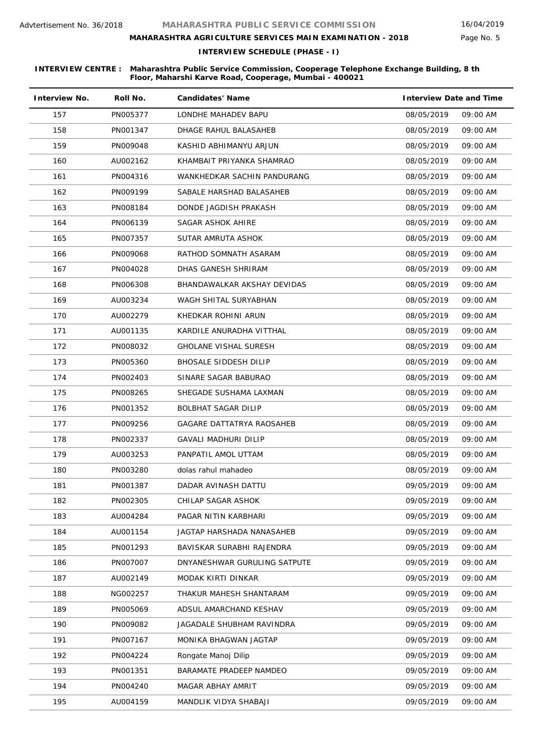Advtertisement No. 36/2018

# MAHARASHTRA PUBLIC SERVICE COMMISSION

## MAHARASHTRA AGRICULTURE SERVICES MAIN EXAMINATION - 2018

### INTERVIEW SCHEDULE (PHASE - I)

16/04/2019

**INTERVIEW CENTRE : Maharashtra Public Service Commission, Cooperage Telephone Exchange Building, 8 th Floor, Maharshi Karve Road, Cooperage, Mumbai - 400021**

| Interview No. | Roll No. | Candidates' Name | Interview Date and Time | |
|---|---|---|---|---|
| 157 | PN005377 | LONDHE MAHADEV BAPU | 08/05/2019 | 09:00 AM |
| 158 | PN001347 | DHAGE RAHUL BALASAHEB | 08/05/2019 | 09:00 AM |
| 159 | PN009048 | KASHID ABHIMANYU ARJUN | 08/05/2019 | 09:00 AM |
| 160 | AU002162 | KHAMBAIT PRIYANKA SHAMRAO | 08/05/2019 | 09:00 AM |
| 161 | PN004316 | WANKHEDKAR SACHIN PANDURANG | 08/05/2019 | 09:00 AM |
| 162 | PN009199 | SABALE HARSHAD BALASAHEB | 08/05/2019 | 09:00 AM |
| 163 | PN008184 | DONDE JAGDISH PRAKASH | 08/05/2019 | 09:00 AM |
| 164 | PN006139 | SAGAR ASHOK AHIRE | 08/05/2019 | 09:00 AM |
| 165 | PN007357 | SUTAR AMRUTA ASHOK | 08/05/2019 | 09:00 AM |
| 166 | PN009068 | RATHOD SOMNATH ASARAM | 08/05/2019 | 09:00 AM |
| 167 | PN004028 | DHAS GANESH SHRIRAM | 08/05/2019 | 09:00 AM |
| 168 | PN006308 | BHANDAWALKAR AKSHAY DEVIDAS | 08/05/2019 | 09:00 AM |
| 169 | AU003234 | WAGH SHITAL SURYABHAN | 08/05/2019 | 09:00 AM |
| 170 | AU002279 | KHEDKAR ROHINI ARUN | 08/05/2019 | 09:00 AM |
| 171 | AU001135 | KARDILE ANURADHA VITTHAL | 08/05/2019 | 09:00 AM |
| 172 | PN008032 | GHOLANE VISHAL SURESH | 08/05/2019 | 09:00 AM |
| 173 | PN005360 | BHOSALE SIDDESH DILIP | 08/05/2019 | 09:00 AM |
| 174 | PN002403 | SINARE SAGAR BABURAO | 08/05/2019 | 09:00 AM |
| 175 | PN008265 | SHEGADE SUSHAMA LAXMAN | 08/05/2019 | 09:00 AM |
| 176 | PN001352 | BOLBHAT SAGAR DILIP | 08/05/2019 | 09:00 AM |
| 177 | PN009256 | GAGARE DATTATRYA RAOSAHEB | 08/05/2019 | 09:00 AM |
| 178 | PN002337 | GAVALI MADHURI DILIP | 08/05/2019 | 09:00 AM |
| 179 | AU003253 | PANPATIL AMOL UTTAM | 08/05/2019 | 09:00 AM |
| 180 | PN003280 | dolas rahul mahadeo | 08/05/2019 | 09:00 AM |
| 181 | PN001387 | DADAR AVINASH DATTU | 09/05/2019 | 09:00 AM |
| 182 | PN002305 | CHILAP SAGAR ASHOK | 09/05/2019 | 09:00 AM |
| 183 | AU004284 | PAGAR NITIN KARBHARI | 09/05/2019 | 09:00 AM |
| 184 | AU001154 | JAGTAP HARSHADA NANASAHEB | 09/05/2019 | 09:00 AM |
| 185 | PN001293 | BAVISKAR SURABHI RAJENDRA | 09/05/2019 | 09:00 AM |
| 186 | PN007007 | DNYANESHWAR GURULING SATPUTE | 09/05/2019 | 09:00 AM |
| 187 | AU002149 | MODAK KIRTI DINKAR | 09/05/2019 | 09:00 AM |
| 188 | NG002257 | THAKUR MAHESH SHANTARAM | 09/05/2019 | 09:00 AM |
| 189 | PN005069 | ADSUL AMARCHAND KESHAV | 09/05/2019 | 09:00 AM |
| 190 | PN009082 | JAGADALE SHUBHAM RAVINDRA | 09/05/2019 | 09:00 AM |
| 191 | PN007167 | MONIKA BHAGWAN JAGTAP | 09/05/2019 | 09:00 AM |
| 192 | PN004224 | Rongate Manoj Dilip | 09/05/2019 | 09:00 AM |
| 193 | PN001351 | BARAMATE PRADEEP NAMDEO | 09/05/2019 | 09:00 AM |
| 194 | PN004240 | MAGAR ABHAY AMRIT | 09/05/2019 | 09:00 AM |
| 195 | AU004159 | MANDLIK VIDYA SHABAJI | 09/05/2019 | 09:00 AM |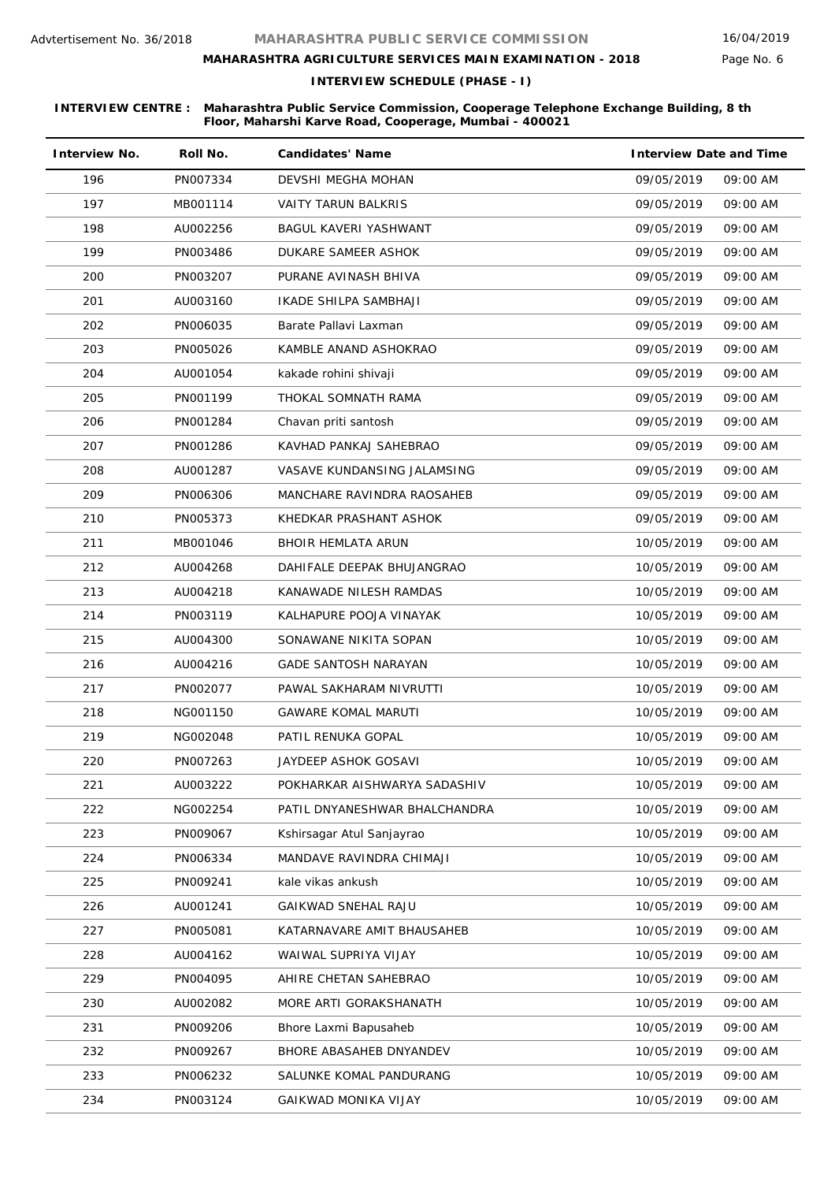Advtertisement No. 36/2018

# MAHARASHTRA PUBLIC SERVICE COMMISSION

16/04/2019

## MAHARASHTRA AGRICULTURE SERVICES MAIN EXAMINATION - 2018

### INTERVIEW SCHEDULE (PHASE - I)

**INTERVIEW CENTRE : Maharashtra Public Service Commission, Cooperage Telephone Exchange Building, 8 th Floor, Maharshi Karve Road, Cooperage, Mumbai - 400021**

| Interview No. | Roll No. | Candidates' Name | Interview Date and Time | |
|---|---|---|---|---|
| 196 | PN007334 | DEVSHI MEGHA MOHAN | 09/05/2019 | 09:00 AM |
| 197 | MB001114 | VAITY TARUN BALKRIS | 09/05/2019 | 09:00 AM |
| 198 | AU002256 | BAGUL KAVERI YASHWANT | 09/05/2019 | 09:00 AM |
| 199 | PN003486 | DUKARE SAMEER ASHOK | 09/05/2019 | 09:00 AM |
| 200 | PN003207 | PURANE AVINASH BHIVA | 09/05/2019 | 09:00 AM |
| 201 | AU003160 | IKADE SHILPA SAMBHAJI | 09/05/2019 | 09:00 AM |
| 202 | PN006035 | Barate Pallavi Laxman | 09/05/2019 | 09:00 AM |
| 203 | PN005026 | KAMBLE ANAND ASHOKRAO | 09/05/2019 | 09:00 AM |
| 204 | AU001054 | kakade rohini shivaji | 09/05/2019 | 09:00 AM |
| 205 | PN001199 | THOKAL SOMNATH RAMA | 09/05/2019 | 09:00 AM |
| 206 | PN001284 | Chavan priti santosh | 09/05/2019 | 09:00 AM |
| 207 | PN001286 | KAVHAD PANKAJ SAHEBRAO | 09/05/2019 | 09:00 AM |
| 208 | AU001287 | VASAVE KUNDANSING JALAMSING | 09/05/2019 | 09:00 AM |
| 209 | PN006306 | MANCHARE RAVINDRA RAOSAHEB | 09/05/2019 | 09:00 AM |
| 210 | PN005373 | KHEDKAR PRASHANT ASHOK | 09/05/2019 | 09:00 AM |
| 211 | MB001046 | BHOIR HEMLATA ARUN | 10/05/2019 | 09:00 AM |
| 212 | AU004268 | DAHIFALE DEEPAK BHUJANGRAO | 10/05/2019 | 09:00 AM |
| 213 | AU004218 | KANAWADE NILESH RAMDAS | 10/05/2019 | 09:00 AM |
| 214 | PN003119 | KALHAPURE POOJA VINAYAK | 10/05/2019 | 09:00 AM |
| 215 | AU004300 | SONAWANE NIKITA SOPAN | 10/05/2019 | 09:00 AM |
| 216 | AU004216 | GADE SANTOSH NARAYAN | 10/05/2019 | 09:00 AM |
| 217 | PN002077 | PAWAL SAKHARAM NIVRUTTI | 10/05/2019 | 09:00 AM |
| 218 | NG001150 | GAWARE KOMAL MARUTI | 10/05/2019 | 09:00 AM |
| 219 | NG002048 | PATIL RENUKA GOPAL | 10/05/2019 | 09:00 AM |
| 220 | PN007263 | JAYDEEP ASHOK GOSAVI | 10/05/2019 | 09:00 AM |
| 221 | AU003222 | POKHARKAR AISHWARYA SADASHIV | 10/05/2019 | 09:00 AM |
| 222 | NG002254 | PATIL DNYANESHWAR BHALCHANDRA | 10/05/2019 | 09:00 AM |
| 223 | PN009067 | Kshirsagar Atul Sanjayrao | 10/05/2019 | 09:00 AM |
| 224 | PN006334 | MANDAVE RAVINDRA CHIMAJI | 10/05/2019 | 09:00 AM |
| 225 | PN009241 | kale vikas ankush | 10/05/2019 | 09:00 AM |
| 226 | AU001241 | GAIKWAD SNEHAL RAJU | 10/05/2019 | 09:00 AM |
| 227 | PN005081 | KATARNAVARE AMIT BHAUSAHEB | 10/05/2019 | 09:00 AM |
| 228 | AU004162 | WAIWAL SUPRIYA VIJAY | 10/05/2019 | 09:00 AM |
| 229 | PN004095 | AHIRE CHETAN SAHEBRAO | 10/05/2019 | 09:00 AM |
| 230 | AU002082 | MORE ARTI GORAKSHANATH | 10/05/2019 | 09:00 AM |
| 231 | PN009206 | Bhore Laxmi Bapusaheb | 10/05/2019 | 09:00 AM |
| 232 | PN009267 | BHORE ABASAHEB DNYANDEV | 10/05/2019 | 09:00 AM |
| 233 | PN006232 | SALUNKE KOMAL PANDURANG | 10/05/2019 | 09:00 AM |
| 234 | PN003124 | GAIKWAD MONIKA VIJAY | 10/05/2019 | 09:00 AM |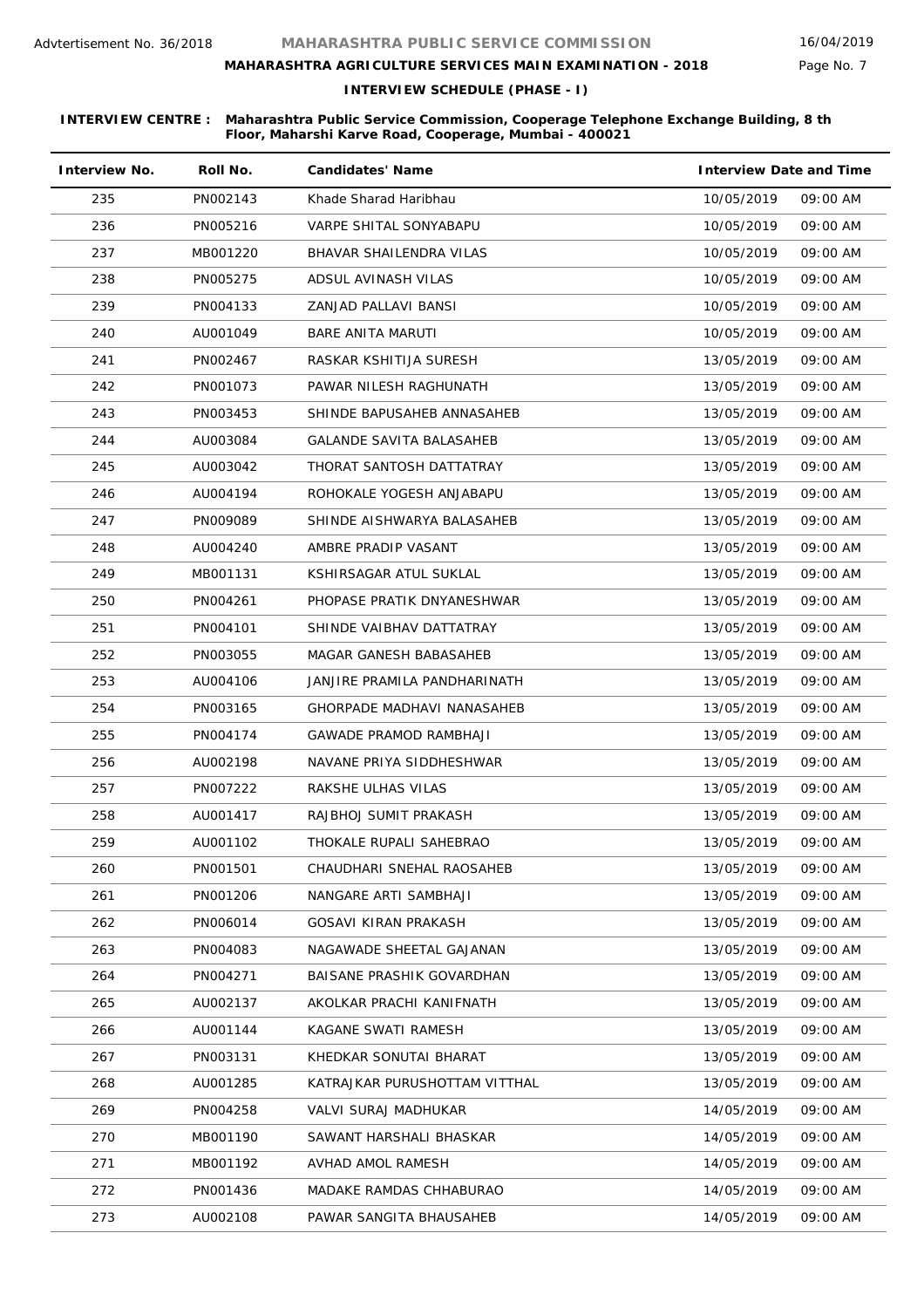Advtertisement No. 36/2018

# MAHARASHTRA PUBLIC SERVICE COMMISSION

## MAHARASHTRA AGRICULTURE SERVICES MAIN EXAMINATION - 2018

### INTERVIEW SCHEDULE (PHASE - I)

16/04/2019

**INTERVIEW CENTRE : Maharashtra Public Service Commission, Cooperage Telephone Exchange Building, 8 th Floor, Maharshi Karve Road, Cooperage, Mumbai - 400021**

| Interview No. | Roll No. | Candidates' Name | Interview Date and Time | |
|---|---|---|---|---|
| 235 | PN002143 | Khade Sharad Haribhau | 10/05/2019 | 09:00 AM |
| 236 | PN005216 | VARPE SHITAL SONYABAPU | 10/05/2019 | 09:00 AM |
| 237 | MB001220 | BHAVAR SHAILENDRA VILAS | 10/05/2019 | 09:00 AM |
| 238 | PN005275 | ADSUL AVINASH VILAS | 10/05/2019 | 09:00 AM |
| 239 | PN004133 | ZANJAD PALLAVI BANSI | 10/05/2019 | 09:00 AM |
| 240 | AU001049 | BARE ANITA MARUTI | 10/05/2019 | 09:00 AM |
| 241 | PN002467 | RASKAR KSHITIJA SURESH | 13/05/2019 | 09:00 AM |
| 242 | PN001073 | PAWAR NILESH RAGHUNATH | 13/05/2019 | 09:00 AM |
| 243 | PN003453 | SHINDE BAPUSAHEB ANNASAHEB | 13/05/2019 | 09:00 AM |
| 244 | AU003084 | GALANDE SAVITA BALASAHEB | 13/05/2019 | 09:00 AM |
| 245 | AU003042 | THORAT SANTOSH DATTATRAY | 13/05/2019 | 09:00 AM |
| 246 | AU004194 | ROHOKALE YOGESH ANJABAPU | 13/05/2019 | 09:00 AM |
| 247 | PN009089 | SHINDE AISHWARYA BALASAHEB | 13/05/2019 | 09:00 AM |
| 248 | AU004240 | AMBRE PRADIP VASANT | 13/05/2019 | 09:00 AM |
| 249 | MB001131 | KSHIRSAGAR ATUL SUKLAL | 13/05/2019 | 09:00 AM |
| 250 | PN004261 | PHOPASE PRATIK DNYANESHWAR | 13/05/2019 | 09:00 AM |
| 251 | PN004101 | SHINDE VAIBHAV DATTATRAY | 13/05/2019 | 09:00 AM |
| 252 | PN003055 | MAGAR GANESH BABASAHEB | 13/05/2019 | 09:00 AM |
| 253 | AU004106 | JANJIRE PRAMILA PANDHARINATH | 13/05/2019 | 09:00 AM |
| 254 | PN003165 | GHORPADE MADHAVI NANASAHEB | 13/05/2019 | 09:00 AM |
| 255 | PN004174 | GAWADE PRAMOD RAMBHAJI | 13/05/2019 | 09:00 AM |
| 256 | AU002198 | NAVANE PRIYA SIDDHESHWAR | 13/05/2019 | 09:00 AM |
| 257 | PN007222 | RAKSHE ULHAS VILAS | 13/05/2019 | 09:00 AM |
| 258 | AU001417 | RAJBHOJ SUMIT PRAKASH | 13/05/2019 | 09:00 AM |
| 259 | AU001102 | THOKALE RUPALI SAHEBRAO | 13/05/2019 | 09:00 AM |
| 260 | PN001501 | CHAUDHARI SNEHAL RAOSAHEB | 13/05/2019 | 09:00 AM |
| 261 | PN001206 | NANGARE ARTI SAMBHAJI | 13/05/2019 | 09:00 AM |
| 262 | PN006014 | GOSAVI KIRAN PRAKASH | 13/05/2019 | 09:00 AM |
| 263 | PN004083 | NAGAWADE SHEETAL GAJANAN | 13/05/2019 | 09:00 AM |
| 264 | PN004271 | BAISANE PRASHIK GOVARDHAN | 13/05/2019 | 09:00 AM |
| 265 | AU002137 | AKOLKAR PRACHI KANIFNATH | 13/05/2019 | 09:00 AM |
| 266 | AU001144 | KAGANE SWATI RAMESH | 13/05/2019 | 09:00 AM |
| 267 | PN003131 | KHEDKAR SONUTAI BHARAT | 13/05/2019 | 09:00 AM |
| 268 | AU001285 | KATRAJKAR PURUSHOTTAM VITTHAL | 13/05/2019 | 09:00 AM |
| 269 | PN004258 | VALVI SURAJ MADHUKAR | 14/05/2019 | 09:00 AM |
| 270 | MB001190 | SAWANT HARSHALI BHASKAR | 14/05/2019 | 09:00 AM |
| 271 | MB001192 | AVHAD AMOL RAMESH | 14/05/2019 | 09:00 AM |
| 272 | PN001436 | MADAKE RAMDAS CHHABURAO | 14/05/2019 | 09:00 AM |
| 273 | AU002108 | PAWAR SANGITA BHAUSAHEB | 14/05/2019 | 09:00 AM |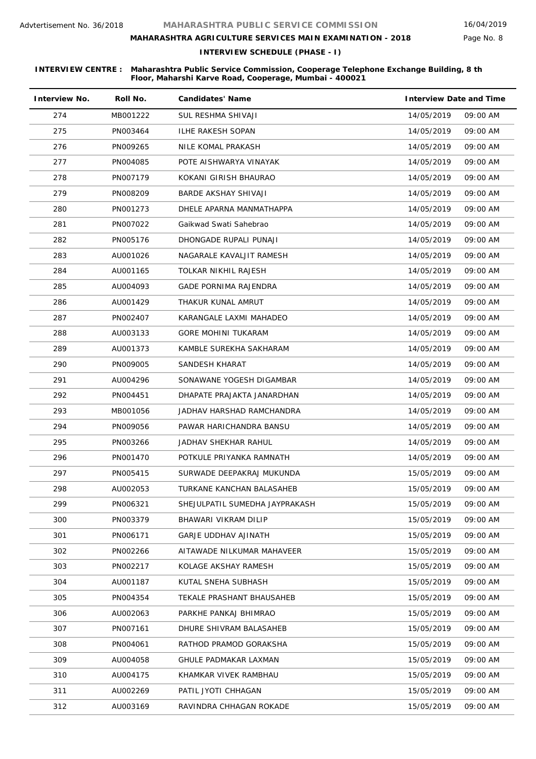Advtertisement No. 36/2018

# MAHARASHTRA PUBLIC SERVICE COMMISSION

## MAHARASHTRA AGRICULTURE SERVICES MAIN EXAMINATION - 2018

### INTERVIEW SCHEDULE (PHASE - I)

16/04/2019

**INTERVIEW CENTRE :** Maharashtra Public Service Commission, Cooperage Telephone Exchange Building, 8 th Floor, Maharshi Karve Road, Cooperage, Mumbai - 400021

| Interview No. | Roll No. | Candidates' Name | Interview Date and Time | |
|---|---|---|---|---|
| 274 | MB001222 | SUL RESHMA SHIVAJI | 14/05/2019 | 09:00 AM |
| 275 | PN003464 | ILHE RAKESH SOPAN | 14/05/2019 | 09:00 AM |
| 276 | PN009265 | NILE KOMAL PRAKASH | 14/05/2019 | 09:00 AM |
| 277 | PN004085 | POTE AISHWARYA VINAYAK | 14/05/2019 | 09:00 AM |
| 278 | PN007179 | KOKANI GIRISH BHAURAO | 14/05/2019 | 09:00 AM |
| 279 | PN008209 | BARDE AKSHAY SHIVAJI | 14/05/2019 | 09:00 AM |
| 280 | PN001273 | DHELE APARNA MANMATHAPPA | 14/05/2019 | 09:00 AM |
| 281 | PN007022 | Gaikwad Swati Sahebrao | 14/05/2019 | 09:00 AM |
| 282 | PN005176 | DHONGADE RUPALI PUNAJI | 14/05/2019 | 09:00 AM |
| 283 | AU001026 | NAGARALE KAVALJIT RAMESH | 14/05/2019 | 09:00 AM |
| 284 | AU001165 | TOLKAR NIKHIL RAJESH | 14/05/2019 | 09:00 AM |
| 285 | AU004093 | GADE PORNIMA RAJENDRA | 14/05/2019 | 09:00 AM |
| 286 | AU001429 | THAKUR KUNAL AMRUT | 14/05/2019 | 09:00 AM |
| 287 | PN002407 | KARANGALE LAXMI MAHADEO | 14/05/2019 | 09:00 AM |
| 288 | AU003133 | GORE MOHINI TUKARAM | 14/05/2019 | 09:00 AM |
| 289 | AU001373 | KAMBLE SUREKHA SAKHARAM | 14/05/2019 | 09:00 AM |
| 290 | PN009005 | SANDESH KHARAT | 14/05/2019 | 09:00 AM |
| 291 | AU004296 | SONAWANE YOGESH DIGAMBAR | 14/05/2019 | 09:00 AM |
| 292 | PN004451 | DHAPATE PRAJAKTA JANARDHAN | 14/05/2019 | 09:00 AM |
| 293 | MB001056 | JADHAV HARSHAD RAMCHANDRA | 14/05/2019 | 09:00 AM |
| 294 | PN009056 | PAWAR HARICHANDRA BANSU | 14/05/2019 | 09:00 AM |
| 295 | PN003266 | JADHAV SHEKHAR RAHUL | 14/05/2019 | 09:00 AM |
| 296 | PN001470 | POTKULE PRIYANKA RAMNATH | 14/05/2019 | 09:00 AM |
| 297 | PN005415 | SURWADE DEEPAKRAJ MUKUNDA | 15/05/2019 | 09:00 AM |
| 298 | AU002053 | TURKANE KANCHAN BALASAHEB | 15/05/2019 | 09:00 AM |
| 299 | PN006321 | SHEJULPATIL SUMEDHA JAYPRAKASH | 15/05/2019 | 09:00 AM |
| 300 | PN003379 | BHAWARI VIKRAM DILIP | 15/05/2019 | 09:00 AM |
| 301 | PN006171 | GARJE UDDHAV AJINATH | 15/05/2019 | 09:00 AM |
| 302 | PN002266 | AITAWADE NILKUMAR MAHAVEER | 15/05/2019 | 09:00 AM |
| 303 | PN002217 | KOLAGE AKSHAY RAMESH | 15/05/2019 | 09:00 AM |
| 304 | AU001187 | KUTAL SNEHA SUBHASH | 15/05/2019 | 09:00 AM |
| 305 | PN004354 | TEKALE PRASHANT BHAUSAHEB | 15/05/2019 | 09:00 AM |
| 306 | AU002063 | PARKHE PANKAJ BHIMRAO | 15/05/2019 | 09:00 AM |
| 307 | PN007161 | DHURE SHIVRAM BALASAHEB | 15/05/2019 | 09:00 AM |
| 308 | PN004061 | RATHOD PRAMOD GORAKSHA | 15/05/2019 | 09:00 AM |
| 309 | AU004058 | GHULE PADMAKAR LAXMAN | 15/05/2019 | 09:00 AM |
| 310 | AU004175 | KHAMKAR VIVEK RAMBHAU | 15/05/2019 | 09:00 AM |
| 311 | AU002269 | PATIL JYOTI CHHAGAN | 15/05/2019 | 09:00 AM |
| 312 | AU003169 | RAVINDRA CHHAGAN ROKADE | 15/05/2019 | 09:00 AM |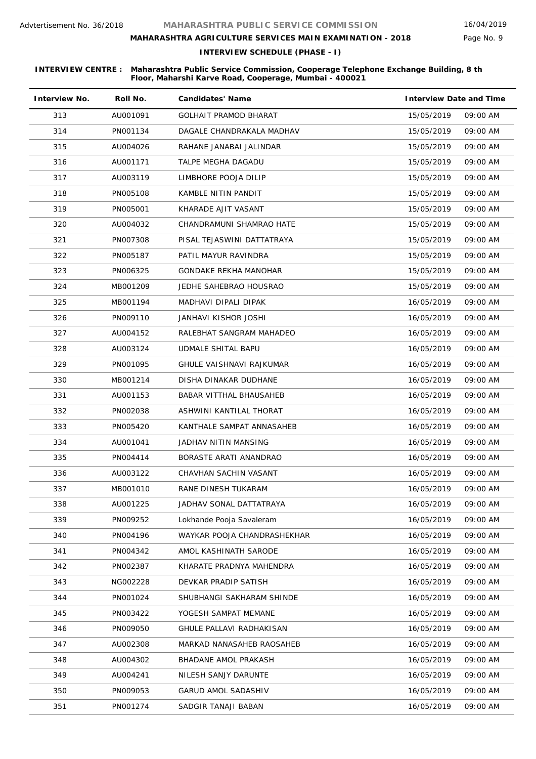Advtertisement No. 36/2018

# MAHARASHTRA PUBLIC SERVICE COMMISSION

16/04/2019

## MAHARASHTRA AGRICULTURE SERVICES MAIN EXAMINATION - 2018

### INTERVIEW SCHEDULE (PHASE - I)

**INTERVIEW CENTRE : Maharashtra Public Service Commission, Cooperage Telephone Exchange Building, 8 th Floor, Maharshi Karve Road, Cooperage, Mumbai - 400021**

| Interview No. | Roll No. | Candidates' Name | Interview Date and Time | |
|---|---|---|---|---|
| 313 | AU001091 | GOLHAIT PRAMOD BHARAT | 15/05/2019 | 09:00 AM |
| 314 | PN001134 | DAGALE CHANDRAKALA MADHAV | 15/05/2019 | 09:00 AM |
| 315 | AU004026 | RAHANE JANABAI JALINDAR | 15/05/2019 | 09:00 AM |
| 316 | AU001171 | TALPE MEGHA DAGADU | 15/05/2019 | 09:00 AM |
| 317 | AU003119 | LIMBHORE POOJA DILIP | 15/05/2019 | 09:00 AM |
| 318 | PN005108 | KAMBLE NITIN PANDIT | 15/05/2019 | 09:00 AM |
| 319 | PN005001 | KHARADE AJIT VASANT | 15/05/2019 | 09:00 AM |
| 320 | AU004032 | CHANDRAMUNI SHAMRAO HATE | 15/05/2019 | 09:00 AM |
| 321 | PN007308 | PISAL TEJASWINI DATTATRAYA | 15/05/2019 | 09:00 AM |
| 322 | PN005187 | PATIL MAYUR RAVINDRA | 15/05/2019 | 09:00 AM |
| 323 | PN006325 | GONDAKE REKHA MANOHAR | 15/05/2019 | 09:00 AM |
| 324 | MB001209 | JEDHE SAHEBRAO HOUSRAO | 15/05/2019 | 09:00 AM |
| 325 | MB001194 | MADHAVI DIPALI DIPAK | 16/05/2019 | 09:00 AM |
| 326 | PN009110 | JANHAVI KISHOR JOSHI | 16/05/2019 | 09:00 AM |
| 327 | AU004152 | RALEBHAT SANGRAM MAHADEO | 16/05/2019 | 09:00 AM |
| 328 | AU003124 | UDMALE SHITAL BAPU | 16/05/2019 | 09:00 AM |
| 329 | PN001095 | GHULE VAISHNAVI RAJKUMAR | 16/05/2019 | 09:00 AM |
| 330 | MB001214 | DISHA DINAKAR DUDHANE | 16/05/2019 | 09:00 AM |
| 331 | AU001153 | BABAR VITTHAL BHAUSAHEB | 16/05/2019 | 09:00 AM |
| 332 | PN002038 | ASHWINI KANTILAL THORAT | 16/05/2019 | 09:00 AM |
| 333 | PN005420 | KANTHALE SAMPAT ANNASAHEB | 16/05/2019 | 09:00 AM |
| 334 | AU001041 | JADHAV NITIN MANSING | 16/05/2019 | 09:00 AM |
| 335 | PN004414 | BORASTE ARATI ANANDRAO | 16/05/2019 | 09:00 AM |
| 336 | AU003122 | CHAVHAN SACHIN VASANT | 16/05/2019 | 09:00 AM |
| 337 | MB001010 | RANE DINESH TUKARAM | 16/05/2019 | 09:00 AM |
| 338 | AU001225 | JADHAV SONAL DATTATRAYA | 16/05/2019 | 09:00 AM |
| 339 | PN009252 | Lokhande Pooja Savaleram | 16/05/2019 | 09:00 AM |
| 340 | PN004196 | WAYKAR POOJA CHANDRASHEKHAR | 16/05/2019 | 09:00 AM |
| 341 | PN004342 | AMOL KASHINATH SARODE | 16/05/2019 | 09:00 AM |
| 342 | PN002387 | KHARATE PRADNYA MAHENDRA | 16/05/2019 | 09:00 AM |
| 343 | NG002228 | DEVKAR PRADIP SATISH | 16/05/2019 | 09:00 AM |
| 344 | PN001024 | SHUBHANGI SAKHARAM SHINDE | 16/05/2019 | 09:00 AM |
| 345 | PN003422 | YOGESH SAMPAT MEMANE | 16/05/2019 | 09:00 AM |
| 346 | PN009050 | GHULE PALLAVI RADHAKISAN | 16/05/2019 | 09:00 AM |
| 347 | AU002308 | MARKAD NANASAHEB RAOSAHEB | 16/05/2019 | 09:00 AM |
| 348 | AU004302 | BHADANE AMOL PRAKASH | 16/05/2019 | 09:00 AM |
| 349 | AU004241 | NILESH SANJY DARUNTE | 16/05/2019 | 09:00 AM |
| 350 | PN009053 | GARUD AMOL SADASHIV | 16/05/2019 | 09:00 AM |
| 351 | PN001274 | SADGIR TANAJI BABAN | 16/05/2019 | 09:00 AM |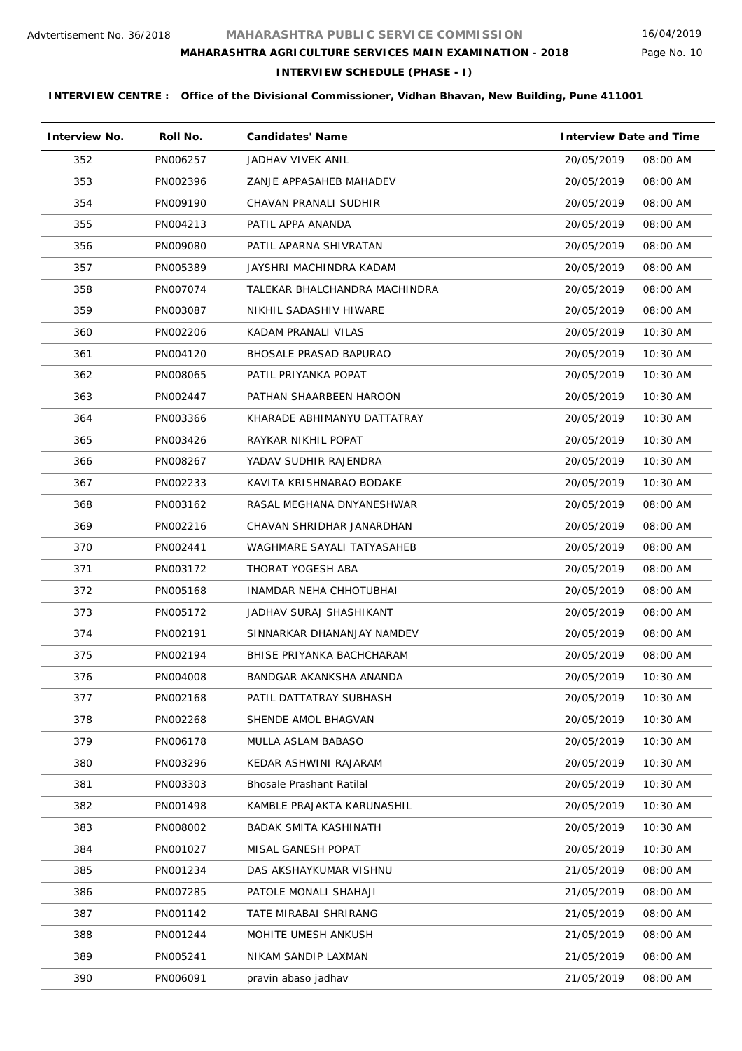Advtertisement No. 36/2018

# MAHARASHTRA PUBLIC SERVICE COMMISSION

16/04/2019

## MAHARASHTRA AGRICULTURE SERVICES MAIN EXAMINATION - 2018

### INTERVIEW SCHEDULE (PHASE - I)

**INTERVIEW CENTRE : Office of the Divisional Commissioner, Vidhan Bhavan, New Building, Pune 411001**

| Interview No. | Roll No. | Candidates' Name | Interview Date and Time | |
|---|---|---|---|---|
| 352 | PN006257 | JADHAV VIVEK ANIL | 20/05/2019 | 08:00 AM |
| 353 | PN002396 | ZANJE APPASAHEB MAHADEV | 20/05/2019 | 08:00 AM |
| 354 | PN009190 | CHAVAN PRANALI SUDHIR | 20/05/2019 | 08:00 AM |
| 355 | PN004213 | PATIL APPA ANANDA | 20/05/2019 | 08:00 AM |
| 356 | PN009080 | PATIL APARNA SHIVRATAN | 20/05/2019 | 08:00 AM |
| 357 | PN005389 | JAYSHRI MACHINDRA KADAM | 20/05/2019 | 08:00 AM |
| 358 | PN007074 | TALEKAR BHALCHANDRA MACHINDRA | 20/05/2019 | 08:00 AM |
| 359 | PN003087 | NIKHIL SADASHIV HIWARE | 20/05/2019 | 08:00 AM |
| 360 | PN002206 | KADAM PRANALI VILAS | 20/05/2019 | 10:30 AM |
| 361 | PN004120 | BHOSALE PRASAD BAPURAO | 20/05/2019 | 10:30 AM |
| 362 | PN008065 | PATIL PRIYANKA POPAT | 20/05/2019 | 10:30 AM |
| 363 | PN002447 | PATHAN SHAARBEEN HAROON | 20/05/2019 | 10:30 AM |
| 364 | PN003366 | KHARADE ABHIMANYU DATTATRAY | 20/05/2019 | 10:30 AM |
| 365 | PN003426 | RAYKAR NIKHIL POPAT | 20/05/2019 | 10:30 AM |
| 366 | PN008267 | YADAV SUDHIR RAJENDRA | 20/05/2019 | 10:30 AM |
| 367 | PN002233 | KAVITA KRISHNARAO BODAKE | 20/05/2019 | 10:30 AM |
| 368 | PN003162 | RASAL MEGHANA DNYANESHWAR | 20/05/2019 | 08:00 AM |
| 369 | PN002216 | CHAVAN SHRIDHAR JANARDHAN | 20/05/2019 | 08:00 AM |
| 370 | PN002441 | WAGHMARE SAYALI TATYASAHEB | 20/05/2019 | 08:00 AM |
| 371 | PN003172 | THORAT YOGESH ABA | 20/05/2019 | 08:00 AM |
| 372 | PN005168 | INAMDAR NEHA CHHOTUBHAI | 20/05/2019 | 08:00 AM |
| 373 | PN005172 | JADHAV SURAJ SHASHIKANT | 20/05/2019 | 08:00 AM |
| 374 | PN002191 | SINNARKAR DHANANJAY NAMDEV | 20/05/2019 | 08:00 AM |
| 375 | PN002194 | BHISE PRIYANKA BACHCHARAM | 20/05/2019 | 08:00 AM |
| 376 | PN004008 | BANDGAR AKANKSHA ANANDA | 20/05/2019 | 10:30 AM |
| 377 | PN002168 | PATIL DATTATRAY SUBHASH | 20/05/2019 | 10:30 AM |
| 378 | PN002268 | SHENDE AMOL BHAGVAN | 20/05/2019 | 10:30 AM |
| 379 | PN006178 | MULLA ASLAM BABASO | 20/05/2019 | 10:30 AM |
| 380 | PN003296 | KEDAR ASHWINI RAJARAM | 20/05/2019 | 10:30 AM |
| 381 | PN003303 | Bhosale Prashant Ratilal | 20/05/2019 | 10:30 AM |
| 382 | PN001498 | KAMBLE PRAJAKTA KARUNASHIL | 20/05/2019 | 10:30 AM |
| 383 | PN008002 | BADAK SMITA KASHINATH | 20/05/2019 | 10:30 AM |
| 384 | PN001027 | MISAL GANESH POPAT | 20/05/2019 | 10:30 AM |
| 385 | PN001234 | DAS AKSHAYKUMAR VISHNU | 21/05/2019 | 08:00 AM |
| 386 | PN007285 | PATOLE MONALI SHAHAJI | 21/05/2019 | 08:00 AM |
| 387 | PN001142 | TATE MIRABAI SHRIRANG | 21/05/2019 | 08:00 AM |
| 388 | PN001244 | MOHITE UMESH ANKUSH | 21/05/2019 | 08:00 AM |
| 389 | PN005241 | NIKAM SANDIP LAXMAN | 21/05/2019 | 08:00 AM |
| 390 | PN006091 | pravin abaso jadhav | 21/05/2019 | 08:00 AM |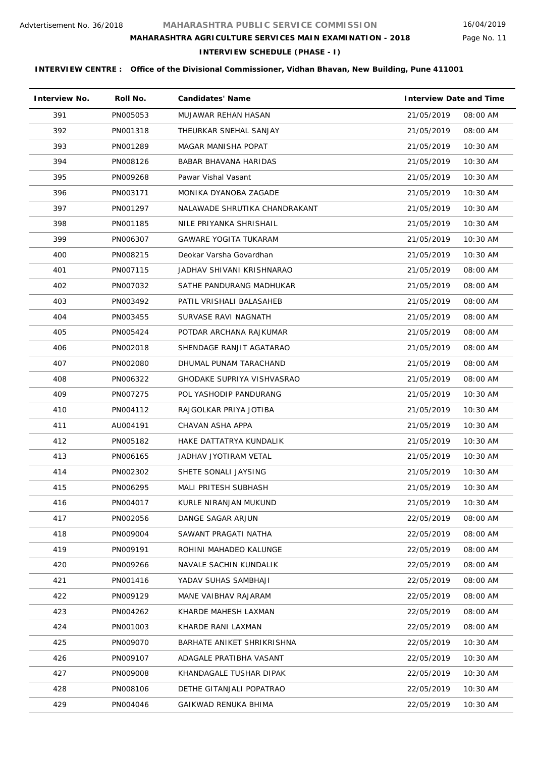Advtertisement No. 36/2018

# MAHARASHTRA PUBLIC SERVICE COMMISSION

## MAHARASHTRA AGRICULTURE SERVICES MAIN EXAMINATION - 2018

### INTERVIEW SCHEDULE (PHASE - I)

16/04/2019

**INTERVIEW CENTRE : Office of the Divisional Commissioner, Vidhan Bhavan, New Building, Pune 411001**

| Interview No. | Roll No. | Candidates' Name | Interview Date and Time | |
|---|---|---|---|---|
| 391 | PN005053 | MUJAWAR REHAN HASAN | 21/05/2019 | 08:00 AM |
| 392 | PN001318 | THEURKAR SNEHAL SANJAY | 21/05/2019 | 08:00 AM |
| 393 | PN001289 | MAGAR MANISHA POPAT | 21/05/2019 | 10:30 AM |
| 394 | PN008126 | BABAR BHAVANA HARIDAS | 21/05/2019 | 10:30 AM |
| 395 | PN009268 | Pawar Vishal Vasant | 21/05/2019 | 10:30 AM |
| 396 | PN003171 | MONIKA DYANOBA ZAGADE | 21/05/2019 | 10:30 AM |
| 397 | PN001297 | NALAWADE SHRUTIKA CHANDRAKANT | 21/05/2019 | 10:30 AM |
| 398 | PN001185 | NILE PRIYANKA SHRISHAIL | 21/05/2019 | 10:30 AM |
| 399 | PN006307 | GAWARE YOGITA TUKARAM | 21/05/2019 | 10:30 AM |
| 400 | PN008215 | Deokar Varsha Govardhan | 21/05/2019 | 10:30 AM |
| 401 | PN007115 | JADHAV SHIVANI KRISHNARAO | 21/05/2019 | 08:00 AM |
| 402 | PN007032 | SATHE PANDURANG MADHUKAR | 21/05/2019 | 08:00 AM |
| 403 | PN003492 | PATIL VRISHALI BALASAHEB | 21/05/2019 | 08:00 AM |
| 404 | PN003455 | SURVASE RAVI NAGNATH | 21/05/2019 | 08:00 AM |
| 405 | PN005424 | POTDAR ARCHANA RAJKUMAR | 21/05/2019 | 08:00 AM |
| 406 | PN002018 | SHENDAGE RANJIT AGATARAO | 21/05/2019 | 08:00 AM |
| 407 | PN002080 | DHUMAL PUNAM TARACHAND | 21/05/2019 | 08:00 AM |
| 408 | PN006322 | GHODAKE SUPRIYA VISHVASRAO | 21/05/2019 | 08:00 AM |
| 409 | PN007275 | POL YASHODIP PANDURANG | 21/05/2019 | 10:30 AM |
| 410 | PN004112 | RAJGOLKAR PRIYA JOTIBA | 21/05/2019 | 10:30 AM |
| 411 | AU004191 | CHAVAN ASHA APPA | 21/05/2019 | 10:30 AM |
| 412 | PN005182 | HAKE DATTATRYA KUNDALIK | 21/05/2019 | 10:30 AM |
| 413 | PN006165 | JADHAV JYOTIRAM VETAL | 21/05/2019 | 10:30 AM |
| 414 | PN002302 | SHETE SONALI JAYSING | 21/05/2019 | 10:30 AM |
| 415 | PN006295 | MALI PRITESH SUBHASH | 21/05/2019 | 10:30 AM |
| 416 | PN004017 | KURLE NIRANJAN MUKUND | 21/05/2019 | 10:30 AM |
| 417 | PN002056 | DANGE SAGAR ARJUN | 22/05/2019 | 08:00 AM |
| 418 | PN009004 | SAWANT PRAGATI NATHA | 22/05/2019 | 08:00 AM |
| 419 | PN009191 | ROHINI MAHADEO KALUNGE | 22/05/2019 | 08:00 AM |
| 420 | PN009266 | NAVALE SACHIN KUNDALIK | 22/05/2019 | 08:00 AM |
| 421 | PN001416 | YADAV SUHAS SAMBHAJI | 22/05/2019 | 08:00 AM |
| 422 | PN009129 | MANE VAIBHAV RAJARAM | 22/05/2019 | 08:00 AM |
| 423 | PN004262 | KHARDE MAHESH LAXMAN | 22/05/2019 | 08:00 AM |
| 424 | PN001003 | KHARDE RANI LAXMAN | 22/05/2019 | 08:00 AM |
| 425 | PN009070 | BARHATE ANIKET SHRIKRISHNA | 22/05/2019 | 10:30 AM |
| 426 | PN009107 | ADAGALE PRATIBHA VASANT | 22/05/2019 | 10:30 AM |
| 427 | PN009008 | KHANDAGALE TUSHAR DIPAK | 22/05/2019 | 10:30 AM |
| 428 | PN008106 | DETHE GITANJALI POPATRAO | 22/05/2019 | 10:30 AM |
| 429 | PN004046 | GAIKWAD RENUKA BHIMA | 22/05/2019 | 10:30 AM |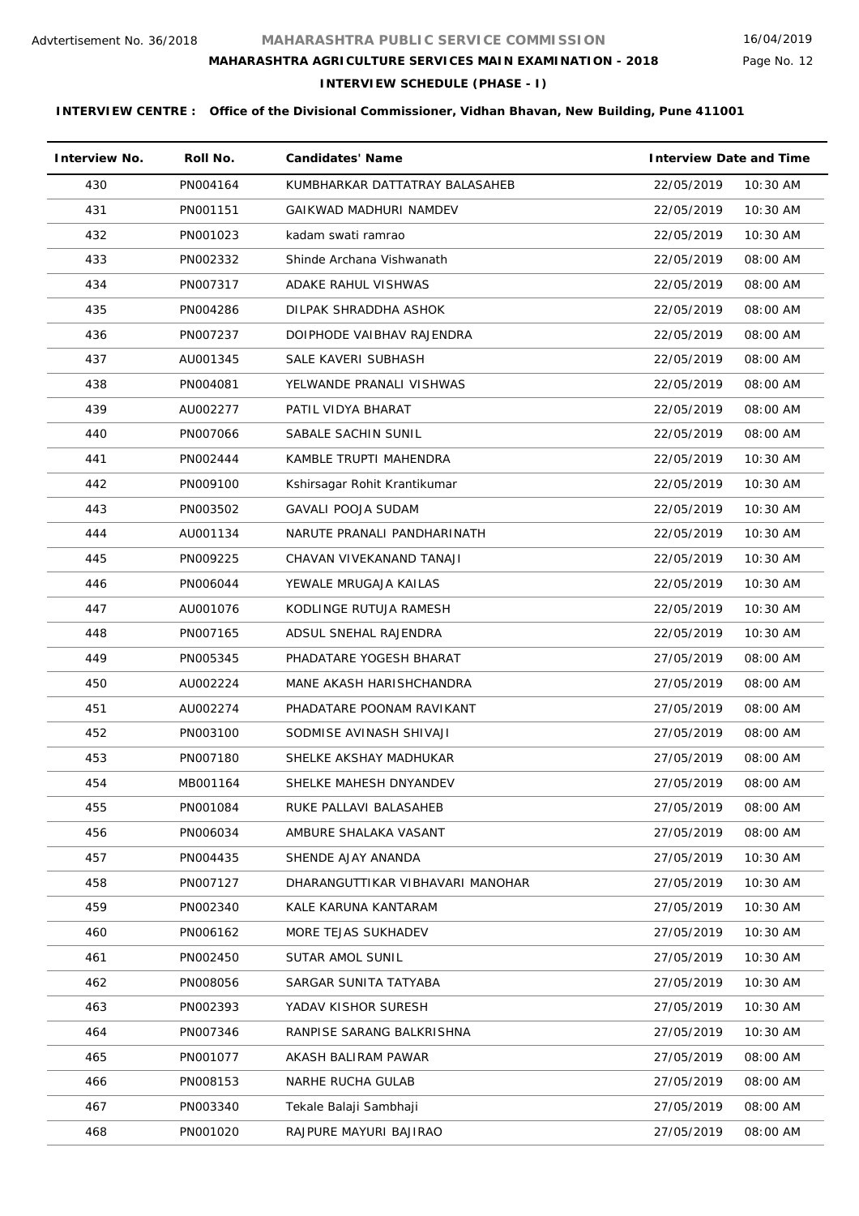Advtertisement No. 36/2018

# MAHARASHTRA PUBLIC SERVICE COMMISSION

16/04/2019

## MAHARASHTRA AGRICULTURE SERVICES MAIN EXAMINATION - 2018

### INTERVIEW SCHEDULE (PHASE - I)

**INTERVIEW CENTRE : Office of the Divisional Commissioner, Vidhan Bhavan, New Building, Pune 411001**

| Interview No. | Roll No. | Candidates' Name | Interview Date and Time | |
|---|---|---|---|---|
| 430 | PN004164 | KUMBHARKAR DATTATRAY BALASAHEB | 22/05/2019 | 10:30 AM |
| 431 | PN001151 | GAIKWAD MADHURI NAMDEV | 22/05/2019 | 10:30 AM |
| 432 | PN001023 | kadam swati ramrao | 22/05/2019 | 10:30 AM |
| 433 | PN002332 | Shinde Archana Vishwanath | 22/05/2019 | 08:00 AM |
| 434 | PN007317 | ADAKE RAHUL VISHWAS | 22/05/2019 | 08:00 AM |
| 435 | PN004286 | DILPAK SHRADDHA ASHOK | 22/05/2019 | 08:00 AM |
| 436 | PN007237 | DOIPHODE VAIBHAV RAJENDRA | 22/05/2019 | 08:00 AM |
| 437 | AU001345 | SALE KAVERI SUBHASH | 22/05/2019 | 08:00 AM |
| 438 | PN004081 | YELWANDE PRANALI VISHWAS | 22/05/2019 | 08:00 AM |
| 439 | AU002277 | PATIL VIDYA BHARAT | 22/05/2019 | 08:00 AM |
| 440 | PN007066 | SABALE SACHIN SUNIL | 22/05/2019 | 08:00 AM |
| 441 | PN002444 | KAMBLE TRUPTI MAHENDRA | 22/05/2019 | 10:30 AM |
| 442 | PN009100 | Kshirsagar Rohit Krantikumar | 22/05/2019 | 10:30 AM |
| 443 | PN003502 | GAVALI POOJA SUDAM | 22/05/2019 | 10:30 AM |
| 444 | AU001134 | NARUTE PRANALI PANDHARINATH | 22/05/2019 | 10:30 AM |
| 445 | PN009225 | CHAVAN VIVEKANAND TANAJI | 22/05/2019 | 10:30 AM |
| 446 | PN006044 | YEWALE MRUGAJA KAILAS | 22/05/2019 | 10:30 AM |
| 447 | AU001076 | KODLINGE RUTUJA RAMESH | 22/05/2019 | 10:30 AM |
| 448 | PN007165 | ADSUL SNEHAL RAJENDRA | 22/05/2019 | 10:30 AM |
| 449 | PN005345 | PHADATARE YOGESH BHARAT | 27/05/2019 | 08:00 AM |
| 450 | AU002224 | MANE AKASH HARISHCHANDRA | 27/05/2019 | 08:00 AM |
| 451 | AU002274 | PHADATARE POONAM RAVIKANT | 27/05/2019 | 08:00 AM |
| 452 | PN003100 | SODMISE AVINASH SHIVAJI | 27/05/2019 | 08:00 AM |
| 453 | PN007180 | SHELKE AKSHAY MADHUKAR | 27/05/2019 | 08:00 AM |
| 454 | MB001164 | SHELKE MAHESH DNYANDEV | 27/05/2019 | 08:00 AM |
| 455 | PN001084 | RUKE PALLAVI BALASAHEB | 27/05/2019 | 08:00 AM |
| 456 | PN006034 | AMBURE SHALAKA VASANT | 27/05/2019 | 08:00 AM |
| 457 | PN004435 | SHENDE AJAY ANANDA | 27/05/2019 | 10:30 AM |
| 458 | PN007127 | DHARANGUTTIKAR VIBHAVARI MANOHAR | 27/05/2019 | 10:30 AM |
| 459 | PN002340 | KALE KARUNA KANTARAM | 27/05/2019 | 10:30 AM |
| 460 | PN006162 | MORE TEJAS SUKHADEV | 27/05/2019 | 10:30 AM |
| 461 | PN002450 | SUTAR AMOL SUNIL | 27/05/2019 | 10:30 AM |
| 462 | PN008056 | SARGAR SUNITA TATYABA | 27/05/2019 | 10:30 AM |
| 463 | PN002393 | YADAV KISHOR SURESH | 27/05/2019 | 10:30 AM |
| 464 | PN007346 | RANPISE SARANG BALKRISHNA | 27/05/2019 | 10:30 AM |
| 465 | PN001077 | AKASH BALIRAM PAWAR | 27/05/2019 | 08:00 AM |
| 466 | PN008153 | NARHE RUCHA GULAB | 27/05/2019 | 08:00 AM |
| 467 | PN003340 | Tekale Balaji Sambhaji | 27/05/2019 | 08:00 AM |
| 468 | PN001020 | RAJPURE MAYURI BAJIRAO | 27/05/2019 | 08:00 AM |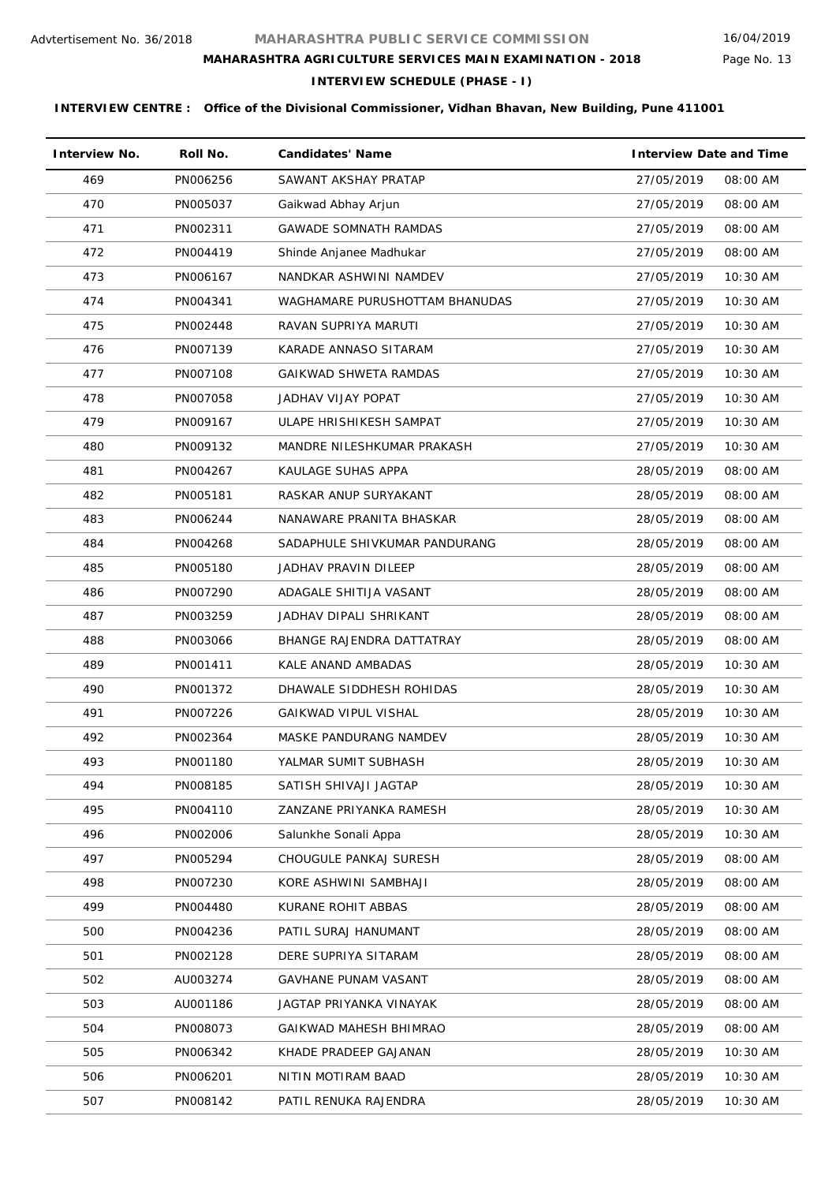Advtertisement No. 36/2018

# MAHARASHTRA PUBLIC SERVICE COMMISSION

16/04/2019

## MAHARASHTRA AGRICULTURE SERVICES MAIN EXAMINATION - 2018

### INTERVIEW SCHEDULE (PHASE - I)

**INTERVIEW CENTRE : Office of the Divisional Commissioner, Vidhan Bhavan, New Building, Pune 411001**

| Interview No. | Roll No. | Candidates' Name | Interview Date and Time | |
|---|---|---|---|---|
| 469 | PN006256 | SAWANT AKSHAY PRATAP | 27/05/2019 | 08:00 AM |
| 470 | PN005037 | Gaikwad Abhay Arjun | 27/05/2019 | 08:00 AM |
| 471 | PN002311 | GAWADE SOMNATH RAMDAS | 27/05/2019 | 08:00 AM |
| 472 | PN004419 | Shinde Anjanee Madhukar | 27/05/2019 | 08:00 AM |
| 473 | PN006167 | NANDKAR ASHWINI NAMDEV | 27/05/2019 | 10:30 AM |
| 474 | PN004341 | WAGHAMARE PURUSHOTTAM BHANUDAS | 27/05/2019 | 10:30 AM |
| 475 | PN002448 | RAVAN SUPRIYA MARUTI | 27/05/2019 | 10:30 AM |
| 476 | PN007139 | KARADE ANNASO SITARAM | 27/05/2019 | 10:30 AM |
| 477 | PN007108 | GAIKWAD SHWETA RAMDAS | 27/05/2019 | 10:30 AM |
| 478 | PN007058 | JADHAV VIJAY POPAT | 27/05/2019 | 10:30 AM |
| 479 | PN009167 | ULAPE HRISHIKESH SAMPAT | 27/05/2019 | 10:30 AM |
| 480 | PN009132 | MANDRE NILESHKUMAR PRAKASH | 27/05/2019 | 10:30 AM |
| 481 | PN004267 | KAULAGE SUHAS APPA | 28/05/2019 | 08:00 AM |
| 482 | PN005181 | RASKAR ANUP SURYAKANT | 28/05/2019 | 08:00 AM |
| 483 | PN006244 | NANAWARE PRANITA BHASKAR | 28/05/2019 | 08:00 AM |
| 484 | PN004268 | SADAPHULE SHIVKUMAR PANDURANG | 28/05/2019 | 08:00 AM |
| 485 | PN005180 | JADHAV PRAVIN DILEEP | 28/05/2019 | 08:00 AM |
| 486 | PN007290 | ADAGALE SHITIJA VASANT | 28/05/2019 | 08:00 AM |
| 487 | PN003259 | JADHAV DIPALI SHRIKANT | 28/05/2019 | 08:00 AM |
| 488 | PN003066 | BHANGE RAJENDRA DATTATRAY | 28/05/2019 | 08:00 AM |
| 489 | PN001411 | KALE ANAND AMBADAS | 28/05/2019 | 10:30 AM |
| 490 | PN001372 | DHAWALE SIDDHESH ROHIDAS | 28/05/2019 | 10:30 AM |
| 491 | PN007226 | GAIKWAD VIPUL VISHAL | 28/05/2019 | 10:30 AM |
| 492 | PN002364 | MASKE PANDURANG NAMDEV | 28/05/2019 | 10:30 AM |
| 493 | PN001180 | YALMAR SUMIT SUBHASH | 28/05/2019 | 10:30 AM |
| 494 | PN008185 | SATISH SHIVAJI JAGTAP | 28/05/2019 | 10:30 AM |
| 495 | PN004110 | ZANZANE PRIYANKA RAMESH | 28/05/2019 | 10:30 AM |
| 496 | PN002006 | Salunkhe Sonali Appa | 28/05/2019 | 10:30 AM |
| 497 | PN005294 | CHOUGULE PANKAJ SURESH | 28/05/2019 | 08:00 AM |
| 498 | PN007230 | KORE ASHWINI SAMBHAJI | 28/05/2019 | 08:00 AM |
| 499 | PN004480 | KURANE ROHIT ABBAS | 28/05/2019 | 08:00 AM |
| 500 | PN004236 | PATIL SURAJ HANUMANT | 28/05/2019 | 08:00 AM |
| 501 | PN002128 | DERE SUPRIYA SITARAM | 28/05/2019 | 08:00 AM |
| 502 | AU003274 | GAVHANE PUNAM VASANT | 28/05/2019 | 08:00 AM |
| 503 | AU001186 | JAGTAP PRIYANKA VINAYAK | 28/05/2019 | 08:00 AM |
| 504 | PN008073 | GAIKWAD MAHESH BHIMRAO | 28/05/2019 | 08:00 AM |
| 505 | PN006342 | KHADE PRADEEP GAJANAN | 28/05/2019 | 10:30 AM |
| 506 | PN006201 | NITIN MOTIRAM BAAD | 28/05/2019 | 10:30 AM |
| 507 | PN008142 | PATIL RENUKA RAJENDRA | 28/05/2019 | 10:30 AM |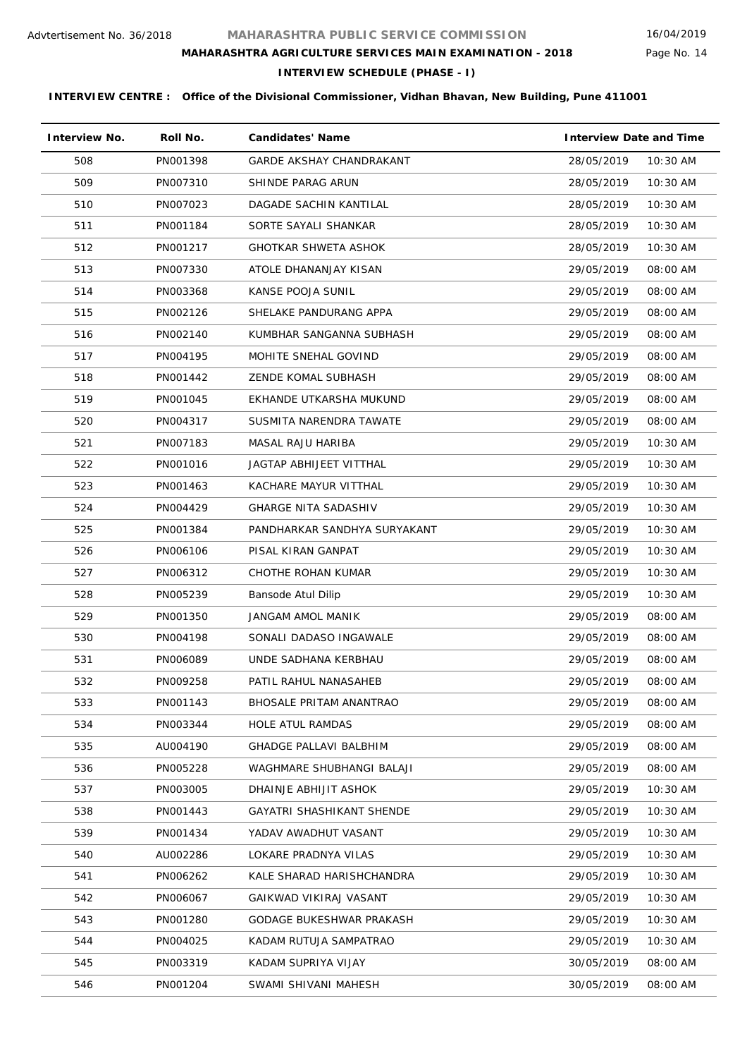Advtertisement No. 36/2018

# MAHARASHTRA PUBLIC SERVICE COMMISSION

## MAHARASHTRA AGRICULTURE SERVICES MAIN EXAMINATION - 2018

### INTERVIEW SCHEDULE (PHASE - I)

16/04/2019

**INTERVIEW CENTRE : Office of the Divisional Commissioner, Vidhan Bhavan, New Building, Pune 411001**

| Interview No. | Roll No. | Candidates' Name | Interview Date and Time | |
|---|---|---|---|---|
| 508 | PN001398 | GARDE AKSHAY CHANDRAKANT | 28/05/2019 | 10:30 AM |
| 509 | PN007310 | SHINDE PARAG ARUN | 28/05/2019 | 10:30 AM |
| 510 | PN007023 | DAGADE SACHIN KANTILAL | 28/05/2019 | 10:30 AM |
| 511 | PN001184 | SORTE SAYALI SHANKAR | 28/05/2019 | 10:30 AM |
| 512 | PN001217 | GHOTKAR SHWETA ASHOK | 28/05/2019 | 10:30 AM |
| 513 | PN007330 | ATOLE DHANANJAY KISAN | 29/05/2019 | 08:00 AM |
| 514 | PN003368 | KANSE POOJA SUNIL | 29/05/2019 | 08:00 AM |
| 515 | PN002126 | SHELAKE PANDURANG APPA | 29/05/2019 | 08:00 AM |
| 516 | PN002140 | KUMBHAR SANGANNA SUBHASH | 29/05/2019 | 08:00 AM |
| 517 | PN004195 | MOHITE SNEHAL GOVIND | 29/05/2019 | 08:00 AM |
| 518 | PN001442 | ZENDE KOMAL SUBHASH | 29/05/2019 | 08:00 AM |
| 519 | PN001045 | EKHANDE UTKARSHA MUKUND | 29/05/2019 | 08:00 AM |
| 520 | PN004317 | SUSMITA NARENDRA TAWATE | 29/05/2019 | 08:00 AM |
| 521 | PN007183 | MASAL RAJU HARIBA | 29/05/2019 | 10:30 AM |
| 522 | PN001016 | JAGTAP ABHIJEET VITTHAL | 29/05/2019 | 10:30 AM |
| 523 | PN001463 | KACHARE MAYUR VITTHAL | 29/05/2019 | 10:30 AM |
| 524 | PN004429 | GHARGE NITA SADASHIV | 29/05/2019 | 10:30 AM |
| 525 | PN001384 | PANDHARKAR SANDHYA SURYAKANT | 29/05/2019 | 10:30 AM |
| 526 | PN006106 | PISAL KIRAN GANPAT | 29/05/2019 | 10:30 AM |
| 527 | PN006312 | CHOTHE ROHAN KUMAR | 29/05/2019 | 10:30 AM |
| 528 | PN005239 | Bansode Atul Dilip | 29/05/2019 | 10:30 AM |
| 529 | PN001350 | JANGAM AMOL MANIK | 29/05/2019 | 08:00 AM |
| 530 | PN004198 | SONALI DADASO INGAWALE | 29/05/2019 | 08:00 AM |
| 531 | PN006089 | UNDE SADHANA KERBHAU | 29/05/2019 | 08:00 AM |
| 532 | PN009258 | PATIL RAHUL NANASAHEB | 29/05/2019 | 08:00 AM |
| 533 | PN001143 | BHOSALE PRITAM ANANTRAO | 29/05/2019 | 08:00 AM |
| 534 | PN003344 | HOLE ATUL RAMDAS | 29/05/2019 | 08:00 AM |
| 535 | AU004190 | GHADGE PALLAVI BALBHIM | 29/05/2019 | 08:00 AM |
| 536 | PN005228 | WAGHMARE SHUBHANGI BALAJI | 29/05/2019 | 08:00 AM |
| 537 | PN003005 | DHAINJE ABHIJIT ASHOK | 29/05/2019 | 10:30 AM |
| 538 | PN001443 | GAYATRI SHASHIKANT SHENDE | 29/05/2019 | 10:30 AM |
| 539 | PN001434 | YADAV AWADHUT VASANT | 29/05/2019 | 10:30 AM |
| 540 | AU002286 | LOKARE PRADNYA VILAS | 29/05/2019 | 10:30 AM |
| 541 | PN006262 | KALE SHARAD HARISHCHANDRA | 29/05/2019 | 10:30 AM |
| 542 | PN006067 | GAIKWAD VIKIRAJ VASANT | 29/05/2019 | 10:30 AM |
| 543 | PN001280 | GODAGE BUKESHWAR PRAKASH | 29/05/2019 | 10:30 AM |
| 544 | PN004025 | KADAM RUTUJA SAMPATRAO | 29/05/2019 | 10:30 AM |
| 545 | PN003319 | KADAM SUPRIYA VIJAY | 30/05/2019 | 08:00 AM |
| 546 | PN001204 | SWAMI SHIVANI MAHESH | 30/05/2019 | 08:00 AM |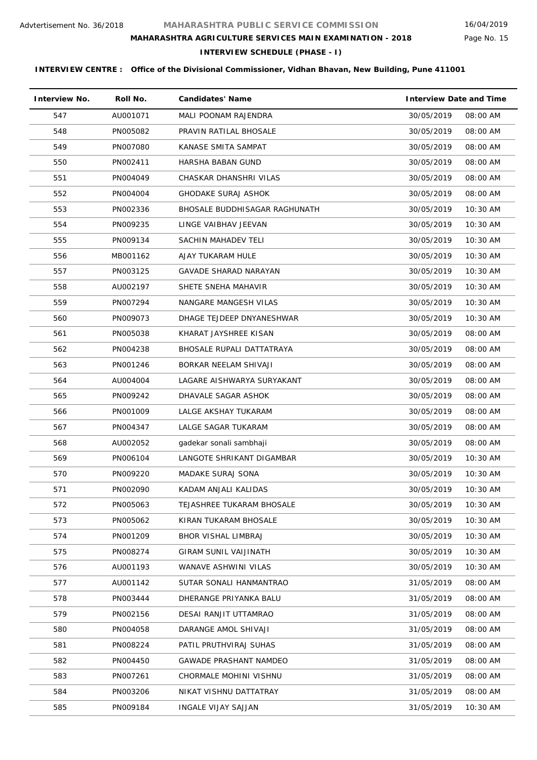Advtertisement No. 36/2018

# MAHARASHTRA PUBLIC SERVICE COMMISSION

16/04/2019

## MAHARASHTRA AGRICULTURE SERVICES MAIN EXAMINATION - 2018

### INTERVIEW SCHEDULE (PHASE - I)

**INTERVIEW CENTRE : Office of the Divisional Commissioner, Vidhan Bhavan, New Building, Pune 411001**

| Interview No. | Roll No. | Candidates' Name | Interview Date and Time | |
|---|---|---|---|---|
| 547 | AU001071 | MALI POONAM RAJENDRA | 30/05/2019 | 08:00 AM |
| 548 | PN005082 | PRAVIN RATILAL BHOSALE | 30/05/2019 | 08:00 AM |
| 549 | PN007080 | KANASE SMITA SAMPAT | 30/05/2019 | 08:00 AM |
| 550 | PN002411 | HARSHA BABAN GUND | 30/05/2019 | 08:00 AM |
| 551 | PN004049 | CHASKAR DHANSHRI VILAS | 30/05/2019 | 08:00 AM |
| 552 | PN004004 | GHODAKE SURAJ ASHOK | 30/05/2019 | 08:00 AM |
| 553 | PN002336 | BHOSALE BUDDHISAGAR RAGHUNATH | 30/05/2019 | 10:30 AM |
| 554 | PN009235 | LINGE VAIBHAV JEEVAN | 30/05/2019 | 10:30 AM |
| 555 | PN009134 | SACHIN MAHADEV TELI | 30/05/2019 | 10:30 AM |
| 556 | MB001162 | AJAY TUKARAM HULE | 30/05/2019 | 10:30 AM |
| 557 | PN003125 | GAVADE SHARAD NARAYAN | 30/05/2019 | 10:30 AM |
| 558 | AU002197 | SHETE SNEHA MAHAVIR | 30/05/2019 | 10:30 AM |
| 559 | PN007294 | NANGARE MANGESH VILAS | 30/05/2019 | 10:30 AM |
| 560 | PN009073 | DHAGE TEJDEEP DNYANESHWAR | 30/05/2019 | 10:30 AM |
| 561 | PN005038 | KHARAT JAYSHREE KISAN | 30/05/2019 | 08:00 AM |
| 562 | PN004238 | BHOSALE RUPALI DATTATRAYA | 30/05/2019 | 08:00 AM |
| 563 | PN001246 | BORKAR NEELAM SHIVAJI | 30/05/2019 | 08:00 AM |
| 564 | AU004004 | LAGARE AISHWARYA SURYAKANT | 30/05/2019 | 08:00 AM |
| 565 | PN009242 | DHAVALE SAGAR ASHOK | 30/05/2019 | 08:00 AM |
| 566 | PN001009 | LALGE AKSHAY TUKARAM | 30/05/2019 | 08:00 AM |
| 567 | PN004347 | LALGE SAGAR TUKARAM | 30/05/2019 | 08:00 AM |
| 568 | AU002052 | gadekar sonali sambhaji | 30/05/2019 | 08:00 AM |
| 569 | PN006104 | LANGOTE SHRIKANT DIGAMBAR | 30/05/2019 | 10:30 AM |
| 570 | PN009220 | MADAKE SURAJ SONA | 30/05/2019 | 10:30 AM |
| 571 | PN002090 | KADAM ANJALI KALIDAS | 30/05/2019 | 10:30 AM |
| 572 | PN005063 | TEJASHREE TUKARAM BHOSALE | 30/05/2019 | 10:30 AM |
| 573 | PN005062 | KIRAN TUKARAM BHOSALE | 30/05/2019 | 10:30 AM |
| 574 | PN001209 | BHOR VISHAL LIMBRAJ | 30/05/2019 | 10:30 AM |
| 575 | PN008274 | GIRAM SUNIL VAIJINATH | 30/05/2019 | 10:30 AM |
| 576 | AU001193 | WANAVE ASHWINI VILAS | 30/05/2019 | 10:30 AM |
| 577 | AU001142 | SUTAR SONALI HANMANTRAO | 31/05/2019 | 08:00 AM |
| 578 | PN003444 | DHERANGE PRIYANKA BALU | 31/05/2019 | 08:00 AM |
| 579 | PN002156 | DESAI RANJIT UTTAMRAO | 31/05/2019 | 08:00 AM |
| 580 | PN004058 | DARANGE AMOL SHIVAJI | 31/05/2019 | 08:00 AM |
| 581 | PN008224 | PATIL PRUTHVIRAJ SUHAS | 31/05/2019 | 08:00 AM |
| 582 | PN004450 | GAWADE PRASHANT NAMDEO | 31/05/2019 | 08:00 AM |
| 583 | PN007261 | CHORMALE MOHINI VISHNU | 31/05/2019 | 08:00 AM |
| 584 | PN003206 | NIKAT VISHNU DATTATRAY | 31/05/2019 | 08:00 AM |
| 585 | PN009184 | INGALE VIJAY SAJJAN | 31/05/2019 | 10:30 AM |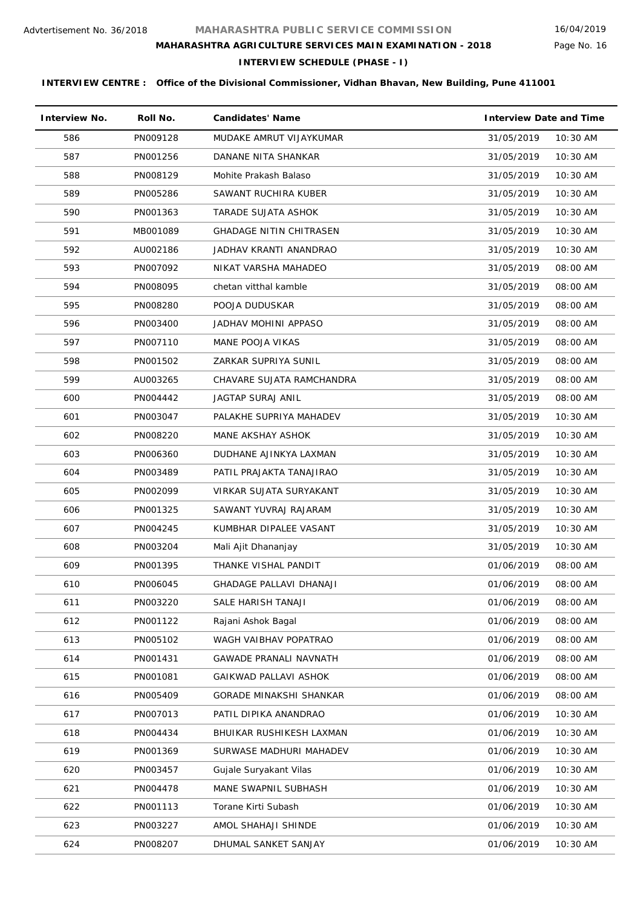Advtertisement No. 36/2018

# MAHARASHTRA PUBLIC SERVICE COMMISSION

## MAHARASHTRA AGRICULTURE SERVICES MAIN EXAMINATION - 2018

16/04/2019

### INTERVIEW SCHEDULE (PHASE - I)

**INTERVIEW CENTRE : Office of the Divisional Commissioner, Vidhan Bhavan, New Building, Pune 411001**

| Interview No. | Roll No. | Candidates' Name | Interview Date and Time | |
|---|---|---|---|---|
| 586 | PN009128 | MUDAKE AMRUT VIJAYKUMAR | 31/05/2019 | 10:30 AM |
| 587 | PN001256 | DANANE NITA SHANKAR | 31/05/2019 | 10:30 AM |
| 588 | PN008129 | Mohite Prakash Balaso | 31/05/2019 | 10:30 AM |
| 589 | PN005286 | SAWANT RUCHIRA KUBER | 31/05/2019 | 10:30 AM |
| 590 | PN001363 | TARADE SUJATA ASHOK | 31/05/2019 | 10:30 AM |
| 591 | MB001089 | GHADAGE NITIN CHITRASEN | 31/05/2019 | 10:30 AM |
| 592 | AU002186 | JADHAV KRANTI ANANDRAO | 31/05/2019 | 10:30 AM |
| 593 | PN007092 | NIKAT VARSHA MAHADEO | 31/05/2019 | 08:00 AM |
| 594 | PN008095 | chetan vitthal kamble | 31/05/2019 | 08:00 AM |
| 595 | PN008280 | POOJA DUDUSKAR | 31/05/2019 | 08:00 AM |
| 596 | PN003400 | JADHAV MOHINI APPASO | 31/05/2019 | 08:00 AM |
| 597 | PN007110 | MANE POOJA VIKAS | 31/05/2019 | 08:00 AM |
| 598 | PN001502 | ZARKAR SUPRIYA SUNIL | 31/05/2019 | 08:00 AM |
| 599 | AU003265 | CHAVARE SUJATA RAMCHANDRA | 31/05/2019 | 08:00 AM |
| 600 | PN004442 | JAGTAP SURAJ ANIL | 31/05/2019 | 08:00 AM |
| 601 | PN003047 | PALAKHE SUPRIYA MAHADEV | 31/05/2019 | 10:30 AM |
| 602 | PN008220 | MANE AKSHAY ASHOK | 31/05/2019 | 10:30 AM |
| 603 | PN006360 | DUDHANE AJINKYA LAXMAN | 31/05/2019 | 10:30 AM |
| 604 | PN003489 | PATIL PRAJAKTA TANAJIRAO | 31/05/2019 | 10:30 AM |
| 605 | PN002099 | VIRKAR SUJATA SURYAKANT | 31/05/2019 | 10:30 AM |
| 606 | PN001325 | SAWANT YUVRAJ RAJARAM | 31/05/2019 | 10:30 AM |
| 607 | PN004245 | KUMBHAR DIPALEE VASANT | 31/05/2019 | 10:30 AM |
| 608 | PN003204 | Mali Ajit Dhananjay | 31/05/2019 | 10:30 AM |
| 609 | PN001395 | THANKE VISHAL PANDIT | 01/06/2019 | 08:00 AM |
| 610 | PN006045 | GHADAGE PALLAVI DHANAJI | 01/06/2019 | 08:00 AM |
| 611 | PN003220 | SALE HARISH TANAJI | 01/06/2019 | 08:00 AM |
| 612 | PN001122 | Rajani Ashok Bagal | 01/06/2019 | 08:00 AM |
| 613 | PN005102 | WAGH VAIBHAV POPATRAO | 01/06/2019 | 08:00 AM |
| 614 | PN001431 | GAWADE PRANALI NAVNATH | 01/06/2019 | 08:00 AM |
| 615 | PN001081 | GAIKWAD PALLAVI ASHOK | 01/06/2019 | 08:00 AM |
| 616 | PN005409 | GORADE MINAKSHI SHANKAR | 01/06/2019 | 08:00 AM |
| 617 | PN007013 | PATIL DIPIKA ANANDRAO | 01/06/2019 | 10:30 AM |
| 618 | PN004434 | BHUIKAR RUSHIKESH LAXMAN | 01/06/2019 | 10:30 AM |
| 619 | PN001369 | SURWASE MADHURI MAHADEV | 01/06/2019 | 10:30 AM |
| 620 | PN003457 | Gujale Suryakant Vilas | 01/06/2019 | 10:30 AM |
| 621 | PN004478 | MANE SWAPNIL SUBHASH | 01/06/2019 | 10:30 AM |
| 622 | PN001113 | Torane Kirti Subash | 01/06/2019 | 10:30 AM |
| 623 | PN003227 | AMOL SHAHAJI SHINDE | 01/06/2019 | 10:30 AM |
| 624 | PN008207 | DHUMAL SANKET SANJAY | 01/06/2019 | 10:30 AM |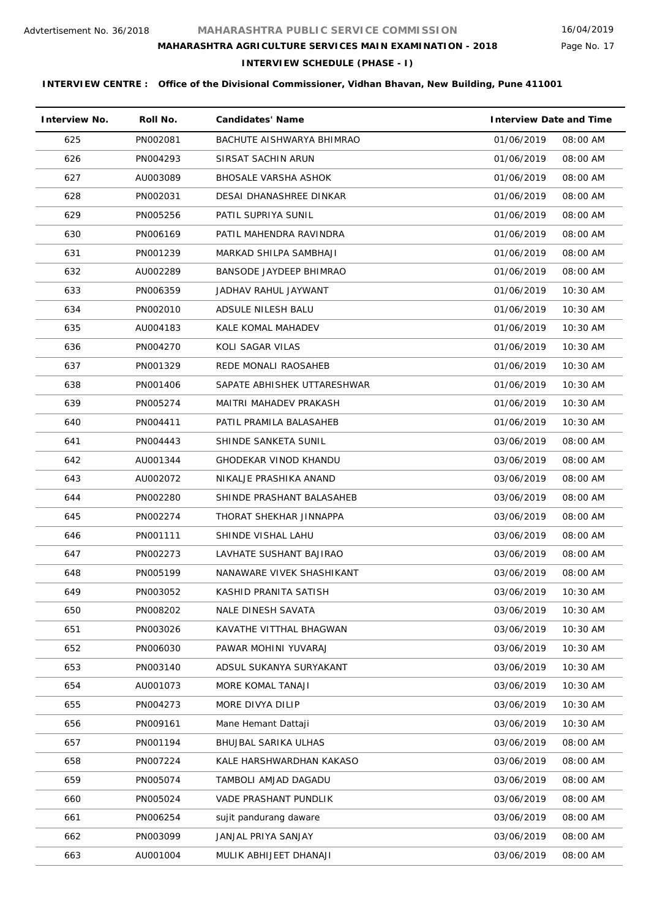Advtertisement No. 36/2018

# MAHARASHTRA PUBLIC SERVICE COMMISSION

## MAHARASHTRA AGRICULTURE SERVICES MAIN EXAMINATION - 2018

### INTERVIEW SCHEDULE (PHASE - I)

16/04/2019

**INTERVIEW CENTRE : Office of the Divisional Commissioner, Vidhan Bhavan, New Building, Pune 411001**

| Interview No. | Roll No. | Candidates' Name | Interview Date and Time | |
|---|---|---|---|---|
| 625 | PN002081 | BACHUTE AISHWARYA BHIMRAO | 01/06/2019 | 08:00 AM |
| 626 | PN004293 | SIRSAT SACHIN ARUN | 01/06/2019 | 08:00 AM |
| 627 | AU003089 | BHOSALE VARSHA ASHOK | 01/06/2019 | 08:00 AM |
| 628 | PN002031 | DESAI DHANASHREE DINKAR | 01/06/2019 | 08:00 AM |
| 629 | PN005256 | PATIL SUPRIYA SUNIL | 01/06/2019 | 08:00 AM |
| 630 | PN006169 | PATIL MAHENDRA RAVINDRA | 01/06/2019 | 08:00 AM |
| 631 | PN001239 | MARKAD SHILPA SAMBHAJI | 01/06/2019 | 08:00 AM |
| 632 | AU002289 | BANSODE JAYDEEP BHIMRAO | 01/06/2019 | 08:00 AM |
| 633 | PN006359 | JADHAV RAHUL JAYWANT | 01/06/2019 | 10:30 AM |
| 634 | PN002010 | ADSULE NILESH BALU | 01/06/2019 | 10:30 AM |
| 635 | AU004183 | KALE KOMAL MAHADEV | 01/06/2019 | 10:30 AM |
| 636 | PN004270 | KOLI SAGAR VILAS | 01/06/2019 | 10:30 AM |
| 637 | PN001329 | REDE MONALI RAOSAHEB | 01/06/2019 | 10:30 AM |
| 638 | PN001406 | SAPATE ABHISHEK UTTARESHWAR | 01/06/2019 | 10:30 AM |
| 639 | PN005274 | MAITRI MAHADEV PRAKASH | 01/06/2019 | 10:30 AM |
| 640 | PN004411 | PATIL PRAMILA BALASAHEB | 01/06/2019 | 10:30 AM |
| 641 | PN004443 | SHINDE SANKETA SUNIL | 03/06/2019 | 08:00 AM |
| 642 | AU001344 | GHODEKAR VINOD KHANDU | 03/06/2019 | 08:00 AM |
| 643 | AU002072 | NIKALJE PRASHIKA ANAND | 03/06/2019 | 08:00 AM |
| 644 | PN002280 | SHINDE PRASHANT BALASAHEB | 03/06/2019 | 08:00 AM |
| 645 | PN002274 | THORAT SHEKHAR JINNAPPA | 03/06/2019 | 08:00 AM |
| 646 | PN001111 | SHINDE VISHAL LAHU | 03/06/2019 | 08:00 AM |
| 647 | PN002273 | LAVHATE SUSHANT BAJIRAO | 03/06/2019 | 08:00 AM |
| 648 | PN005199 | NANAWARE VIVEK SHASHIKANT | 03/06/2019 | 08:00 AM |
| 649 | PN003052 | KASHID PRANITA SATISH | 03/06/2019 | 10:30 AM |
| 650 | PN008202 | NALE DINESH SAVATA | 03/06/2019 | 10:30 AM |
| 651 | PN003026 | KAVATHE VITTHAL BHAGWAN | 03/06/2019 | 10:30 AM |
| 652 | PN006030 | PAWAR MOHINI YUVARAJ | 03/06/2019 | 10:30 AM |
| 653 | PN003140 | ADSUL SUKANYA SURYAKANT | 03/06/2019 | 10:30 AM |
| 654 | AU001073 | MORE KOMAL TANAJI | 03/06/2019 | 10:30 AM |
| 655 | PN004273 | MORE DIVYA DILIP | 03/06/2019 | 10:30 AM |
| 656 | PN009161 | Mane Hemant Dattaji | 03/06/2019 | 10:30 AM |
| 657 | PN001194 | BHUJBAL SARIKA ULHAS | 03/06/2019 | 08:00 AM |
| 658 | PN007224 | KALE HARSHWARDHAN KAKASO | 03/06/2019 | 08:00 AM |
| 659 | PN005074 | TAMBOLI AMJAD DAGADU | 03/06/2019 | 08:00 AM |
| 660 | PN005024 | VADE PRASHANT PUNDLIK | 03/06/2019 | 08:00 AM |
| 661 | PN006254 | sujit pandurang daware | 03/06/2019 | 08:00 AM |
| 662 | PN003099 | JANJAL PRIYA SANJAY | 03/06/2019 | 08:00 AM |
| 663 | AU001004 | MULIK ABHIJEET DHANAJI | 03/06/2019 | 08:00 AM |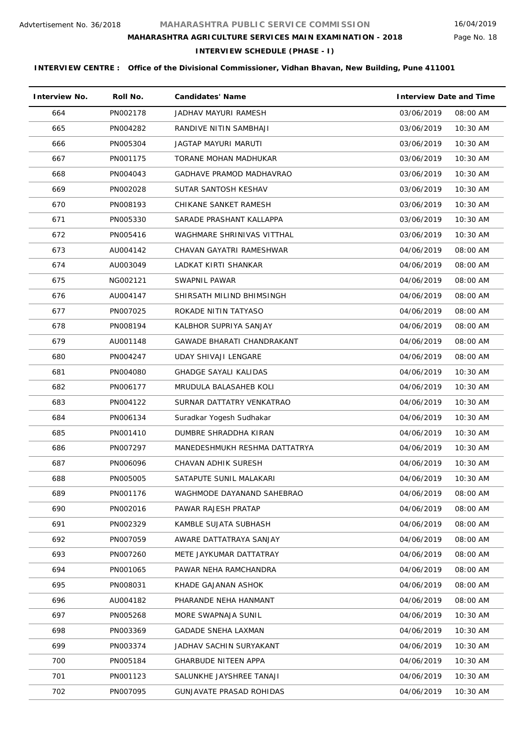Advtertisement No. 36/2018

# MAHARASHTRA PUBLIC SERVICE COMMISSION

16/04/2019

## MAHARASHTRA AGRICULTURE SERVICES MAIN EXAMINATION - 2018

### INTERVIEW SCHEDULE (PHASE - I)

**INTERVIEW CENTRE : Office of the Divisional Commissioner, Vidhan Bhavan, New Building, Pune 411001**

| Interview No. | Roll No. | Candidates' Name | Interview Date and Time | |
|---|---|---|---|---|
| 664 | PN002178 | JADHAV MAYURI RAMESH | 03/06/2019 | 08:00 AM |
| 665 | PN004282 | RANDIVE NITIN SAMBHAJI | 03/06/2019 | 10:30 AM |
| 666 | PN005304 | JAGTAP MAYURI MARUTI | 03/06/2019 | 10:30 AM |
| 667 | PN001175 | TORANE MOHAN MADHUKAR | 03/06/2019 | 10:30 AM |
| 668 | PN004043 | GADHAVE PRAMOD MADHAVRAO | 03/06/2019 | 10:30 AM |
| 669 | PN002028 | SUTAR SANTOSH KESHAV | 03/06/2019 | 10:30 AM |
| 670 | PN008193 | CHIKANE SANKET RAMESH | 03/06/2019 | 10:30 AM |
| 671 | PN005330 | SARADE PRASHANT KALLAPPA | 03/06/2019 | 10:30 AM |
| 672 | PN005416 | WAGHMARE SHRINIVAS VITTHAL | 03/06/2019 | 10:30 AM |
| 673 | AU004142 | CHAVAN GAYATRI RAMESHWAR | 04/06/2019 | 08:00 AM |
| 674 | AU003049 | LADKAT KIRTI SHANKAR | 04/06/2019 | 08:00 AM |
| 675 | NG002121 | SWAPNIL PAWAR | 04/06/2019 | 08:00 AM |
| 676 | AU004147 | SHIRSATH MILIND BHIMSINGH | 04/06/2019 | 08:00 AM |
| 677 | PN007025 | ROKADE NITIN TATYASO | 04/06/2019 | 08:00 AM |
| 678 | PN008194 | KALBHOR SUPRIYA SANJAY | 04/06/2019 | 08:00 AM |
| 679 | AU001148 | GAWADE BHARATI CHANDRAKANT | 04/06/2019 | 08:00 AM |
| 680 | PN004247 | UDAY SHIVAJI LENGARE | 04/06/2019 | 08:00 AM |
| 681 | PN004080 | GHADGE SAYALI KALIDAS | 04/06/2019 | 10:30 AM |
| 682 | PN006177 | MRUDULA BALASAHEB KOLI | 04/06/2019 | 10:30 AM |
| 683 | PN004122 | SURNAR DATTATRY VENKATRAO | 04/06/2019 | 10:30 AM |
| 684 | PN006134 | Suradkar Yogesh Sudhakar | 04/06/2019 | 10:30 AM |
| 685 | PN001410 | DUMBRE SHRADDHA KIRAN | 04/06/2019 | 10:30 AM |
| 686 | PN007297 | MANEDESHMUKH RESHMA DATTATRYA | 04/06/2019 | 10:30 AM |
| 687 | PN006096 | CHAVAN ADHIK SURESH | 04/06/2019 | 10:30 AM |
| 688 | PN005005 | SATAPUTE SUNIL MALAKARI | 04/06/2019 | 10:30 AM |
| 689 | PN001176 | WAGHMODE DAYANAND SAHEBRAO | 04/06/2019 | 08:00 AM |
| 690 | PN002016 | PAWAR RAJESH PRATAP | 04/06/2019 | 08:00 AM |
| 691 | PN002329 | KAMBLE SUJATA SUBHASH | 04/06/2019 | 08:00 AM |
| 692 | PN007059 | AWARE DATTATRAYA SANJAY | 04/06/2019 | 08:00 AM |
| 693 | PN007260 | METE JAYKUMAR DATTATRAY | 04/06/2019 | 08:00 AM |
| 694 | PN001065 | PAWAR NEHA RAMCHANDRA | 04/06/2019 | 08:00 AM |
| 695 | PN008031 | KHADE GAJANAN ASHOK | 04/06/2019 | 08:00 AM |
| 696 | AU004182 | PHARANDE NEHA HANMANT | 04/06/2019 | 08:00 AM |
| 697 | PN005268 | MORE SWAPNAJA SUNIL | 04/06/2019 | 10:30 AM |
| 698 | PN003369 | GADADE SNEHA LAXMAN | 04/06/2019 | 10:30 AM |
| 699 | PN003374 | JADHAV SACHIN SURYAKANT | 04/06/2019 | 10:30 AM |
| 700 | PN005184 | GHARBUDE NITEEN APPA | 04/06/2019 | 10:30 AM |
| 701 | PN001123 | SALUNKHE JAYSHREE TANAJI | 04/06/2019 | 10:30 AM |
| 702 | PN007095 | GUNJAVATE PRASAD ROHIDAS | 04/06/2019 | 10:30 AM |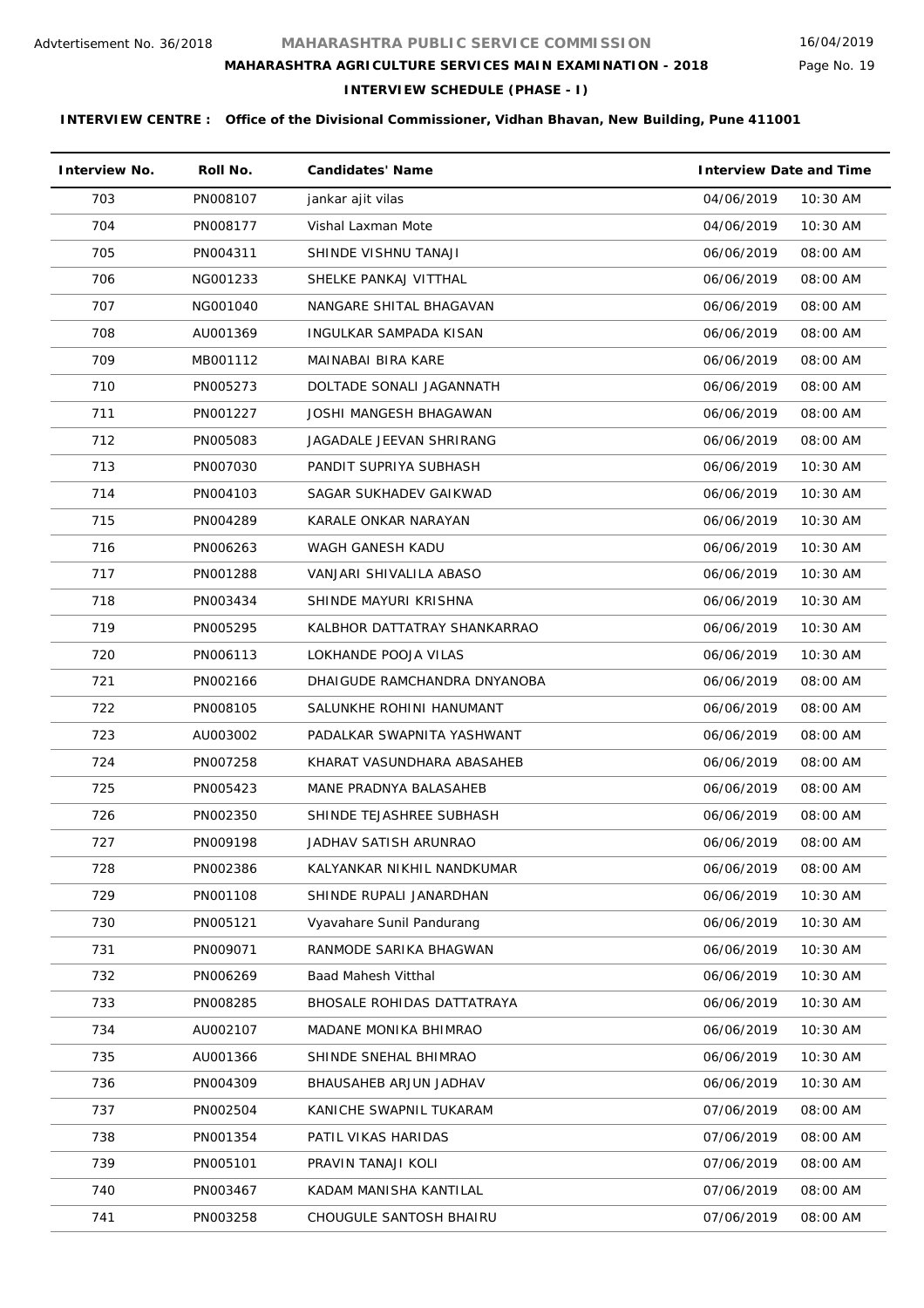Advtertisement No. 36/2018

# MAHARASHTRA PUBLIC SERVICE COMMISSION

16/04/2019

## MAHARASHTRA AGRICULTURE SERVICES MAIN EXAMINATION - 2018

### INTERVIEW SCHEDULE (PHASE - I)

**INTERVIEW CENTRE : Office of the Divisional Commissioner, Vidhan Bhavan, New Building, Pune 411001**

| Interview No. | Roll No. | Candidates' Name | Interview Date and Time | |
|---|---|---|---|---|
| 703 | PN008107 | jankar ajit vilas | 04/06/2019 | 10:30 AM |
| 704 | PN008177 | Vishal Laxman Mote | 04/06/2019 | 10:30 AM |
| 705 | PN004311 | SHINDE VISHNU TANAJI | 06/06/2019 | 08:00 AM |
| 706 | NG001233 | SHELKE PANKAJ VITTHAL | 06/06/2019 | 08:00 AM |
| 707 | NG001040 | NANGARE SHITAL BHAGAVAN | 06/06/2019 | 08:00 AM |
| 708 | AU001369 | INGULKAR SAMPADA KISAN | 06/06/2019 | 08:00 AM |
| 709 | MB001112 | MAINABAI BIRA KARE | 06/06/2019 | 08:00 AM |
| 710 | PN005273 | DOLTADE SONALI JAGANNATH | 06/06/2019 | 08:00 AM |
| 711 | PN001227 | JOSHI MANGESH BHAGAWAN | 06/06/2019 | 08:00 AM |
| 712 | PN005083 | JAGADALE JEEVAN SHRIRANG | 06/06/2019 | 08:00 AM |
| 713 | PN007030 | PANDIT SUPRIYA SUBHASH | 06/06/2019 | 10:30 AM |
| 714 | PN004103 | SAGAR SUKHADEV GAIKWAD | 06/06/2019 | 10:30 AM |
| 715 | PN004289 | KARALE ONKAR NARAYAN | 06/06/2019 | 10:30 AM |
| 716 | PN006263 | WAGH GANESH KADU | 06/06/2019 | 10:30 AM |
| 717 | PN001288 | VANJARI SHIVALILA ABASO | 06/06/2019 | 10:30 AM |
| 718 | PN003434 | SHINDE MAYURI KRISHNA | 06/06/2019 | 10:30 AM |
| 719 | PN005295 | KALBHOR DATTATRAY SHANKARRAO | 06/06/2019 | 10:30 AM |
| 720 | PN006113 | LOKHANDE POOJA VILAS | 06/06/2019 | 10:30 AM |
| 721 | PN002166 | DHAIGUDE RAMCHANDRA DNYANOBA | 06/06/2019 | 08:00 AM |
| 722 | PN008105 | SALUNKHE ROHINI HANUMANT | 06/06/2019 | 08:00 AM |
| 723 | AU003002 | PADALKAR SWAPNITA YASHWANT | 06/06/2019 | 08:00 AM |
| 724 | PN007258 | KHARAT VASUNDHARA ABASAHEB | 06/06/2019 | 08:00 AM |
| 725 | PN005423 | MANE PRADNYA BALASAHEB | 06/06/2019 | 08:00 AM |
| 726 | PN002350 | SHINDE TEJASHREE SUBHASH | 06/06/2019 | 08:00 AM |
| 727 | PN009198 | JADHAV SATISH ARUNRAO | 06/06/2019 | 08:00 AM |
| 728 | PN002386 | KALYANKAR NIKHIL NANDKUMAR | 06/06/2019 | 08:00 AM |
| 729 | PN001108 | SHINDE RUPALI JANARDHAN | 06/06/2019 | 10:30 AM |
| 730 | PN005121 | Vyavahare Sunil Pandurang | 06/06/2019 | 10:30 AM |
| 731 | PN009071 | RANMODE SARIKA BHAGWAN | 06/06/2019 | 10:30 AM |
| 732 | PN006269 | Baad Mahesh Vitthal | 06/06/2019 | 10:30 AM |
| 733 | PN008285 | BHOSALE ROHIDAS DATTATRAYA | 06/06/2019 | 10:30 AM |
| 734 | AU002107 | MADANE MONIKA BHIMRAO | 06/06/2019 | 10:30 AM |
| 735 | AU001366 | SHINDE SNEHAL BHIMRAO | 06/06/2019 | 10:30 AM |
| 736 | PN004309 | BHAUSAHEB ARJUN JADHAV | 06/06/2019 | 10:30 AM |
| 737 | PN002504 | KANICHE SWAPNIL TUKARAM | 07/06/2019 | 08:00 AM |
| 738 | PN001354 | PATIL VIKAS HARIDAS | 07/06/2019 | 08:00 AM |
| 739 | PN005101 | PRAVIN TANAJI KOLI | 07/06/2019 | 08:00 AM |
| 740 | PN003467 | KADAM MANISHA KANTILAL | 07/06/2019 | 08:00 AM |
| 741 | PN003258 | CHOUGULE SANTOSH BHAIRU | 07/06/2019 | 08:00 AM |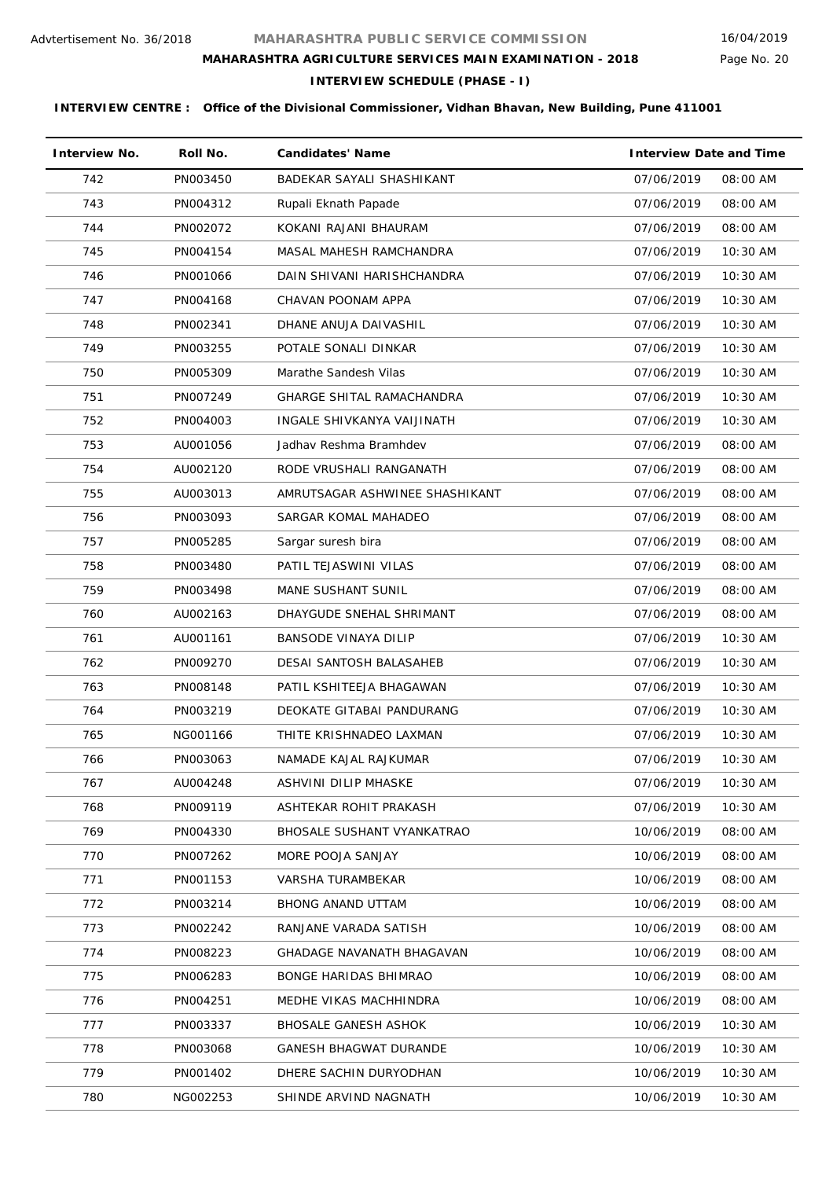Advtertisement No. 36/2018

# MAHARASHTRA PUBLIC SERVICE COMMISSION

16/04/2019

## MAHARASHTRA AGRICULTURE SERVICES MAIN EXAMINATION - 2018

### INTERVIEW SCHEDULE (PHASE - I)

**INTERVIEW CENTRE : Office of the Divisional Commissioner, Vidhan Bhavan, New Building, Pune 411001**

| Interview No. | Roll No. | Candidates' Name | Interview Date and Time | |
|---|---|---|---|---|
| 742 | PN003450 | BADEKAR SAYALI SHASHIKANT | 07/06/2019 | 08:00 AM |
| 743 | PN004312 | Rupali Eknath Papade | 07/06/2019 | 08:00 AM |
| 744 | PN002072 | KOKANI RAJANI BHAURAM | 07/06/2019 | 08:00 AM |
| 745 | PN004154 | MASAL MAHESH RAMCHANDRA | 07/06/2019 | 10:30 AM |
| 746 | PN001066 | DAIN SHIVANI HARISHCHANDRA | 07/06/2019 | 10:30 AM |
| 747 | PN004168 | CHAVAN POONAM APPA | 07/06/2019 | 10:30 AM |
| 748 | PN002341 | DHANE ANUJA DAIVASHIL | 07/06/2019 | 10:30 AM |
| 749 | PN003255 | POTALE SONALI DINKAR | 07/06/2019 | 10:30 AM |
| 750 | PN005309 | Marathe Sandesh Vilas | 07/06/2019 | 10:30 AM |
| 751 | PN007249 | GHARGE SHITAL RAMACHANDRA | 07/06/2019 | 10:30 AM |
| 752 | PN004003 | INGALE SHIVKANYA VAIJINATH | 07/06/2019 | 10:30 AM |
| 753 | AU001056 | Jadhav Reshma Bramhdev | 07/06/2019 | 08:00 AM |
| 754 | AU002120 | RODE VRUSHALI RANGANATH | 07/06/2019 | 08:00 AM |
| 755 | AU003013 | AMRUTSAGAR ASHWINEE SHASHIKANT | 07/06/2019 | 08:00 AM |
| 756 | PN003093 | SARGAR KOMAL MAHADEO | 07/06/2019 | 08:00 AM |
| 757 | PN005285 | Sargar suresh bira | 07/06/2019 | 08:00 AM |
| 758 | PN003480 | PATIL TEJASWINI VILAS | 07/06/2019 | 08:00 AM |
| 759 | PN003498 | MANE SUSHANT SUNIL | 07/06/2019 | 08:00 AM |
| 760 | AU002163 | DHAYGUDE SNEHAL SHRIMANT | 07/06/2019 | 08:00 AM |
| 761 | AU001161 | BANSODE VINAYA DILIP | 07/06/2019 | 10:30 AM |
| 762 | PN009270 | DESAI SANTOSH BALASAHEB | 07/06/2019 | 10:30 AM |
| 763 | PN008148 | PATIL KSHITEEJA BHAGAWAN | 07/06/2019 | 10:30 AM |
| 764 | PN003219 | DEOKATE GITABAI PANDURANG | 07/06/2019 | 10:30 AM |
| 765 | NG001166 | THITE KRISHNADEO LAXMAN | 07/06/2019 | 10:30 AM |
| 766 | PN003063 | NAMADE KAJAL RAJKUMAR | 07/06/2019 | 10:30 AM |
| 767 | AU004248 | ASHVINI DILIP MHASKE | 07/06/2019 | 10:30 AM |
| 768 | PN009119 | ASHTEKAR ROHIT PRAKASH | 07/06/2019 | 10:30 AM |
| 769 | PN004330 | BHOSALE SUSHANT VYANKATRAO | 10/06/2019 | 08:00 AM |
| 770 | PN007262 | MORE POOJA SANJAY | 10/06/2019 | 08:00 AM |
| 771 | PN001153 | VARSHA TURAMBEKAR | 10/06/2019 | 08:00 AM |
| 772 | PN003214 | BHONG ANAND UTTAM | 10/06/2019 | 08:00 AM |
| 773 | PN002242 | RANJANE VARADA SATISH | 10/06/2019 | 08:00 AM |
| 774 | PN008223 | GHADAGE NAVANATH BHAGAVAN | 10/06/2019 | 08:00 AM |
| 775 | PN006283 | BONGE HARIDAS BHIMRAO | 10/06/2019 | 08:00 AM |
| 776 | PN004251 | MEDHE VIKAS MACHHINDRA | 10/06/2019 | 08:00 AM |
| 777 | PN003337 | BHOSALE GANESH ASHOK | 10/06/2019 | 10:30 AM |
| 778 | PN003068 | GANESH BHAGWAT DURANDE | 10/06/2019 | 10:30 AM |
| 779 | PN001402 | DHERE SACHIN DURYODHAN | 10/06/2019 | 10:30 AM |
| 780 | NG002253 | SHINDE ARVIND NAGNATH | 10/06/2019 | 10:30 AM |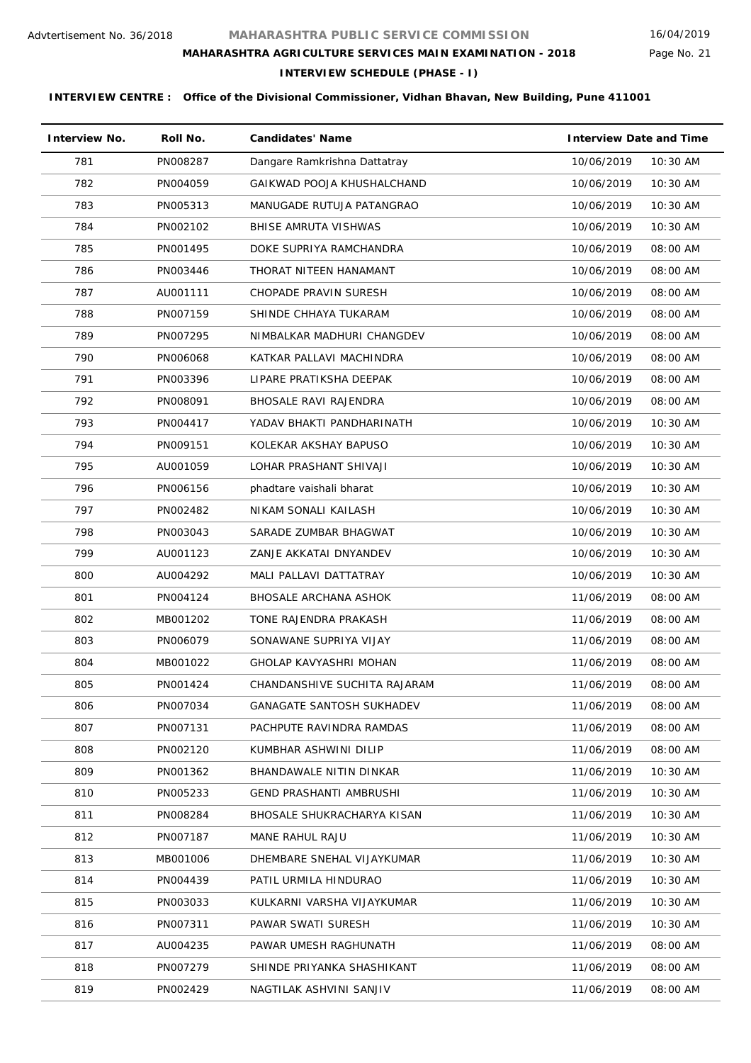Advtertisement No. 36/2018

# MAHARASHTRA PUBLIC SERVICE COMMISSION

16/04/2019

## MAHARASHTRA AGRICULTURE SERVICES MAIN EXAMINATION - 2018

### INTERVIEW SCHEDULE (PHASE - I)

**INTERVIEW CENTRE : Office of the Divisional Commissioner, Vidhan Bhavan, New Building, Pune 411001**

| Interview No. | Roll No. | Candidates' Name | Interview Date and Time | |
|---|---|---|---|---|
| 781 | PN008287 | Dangare Ramkrishna Dattatray | 10/06/2019 | 10:30 AM |
| 782 | PN004059 | GAIKWAD POOJA KHUSHALCHAND | 10/06/2019 | 10:30 AM |
| 783 | PN005313 | MANUGADE RUTUJA PATANGRAO | 10/06/2019 | 10:30 AM |
| 784 | PN002102 | BHISE AMRUTA VISHWAS | 10/06/2019 | 10:30 AM |
| 785 | PN001495 | DOKE SUPRIYA RAMCHANDRA | 10/06/2019 | 08:00 AM |
| 786 | PN003446 | THORAT NITEEN HANAMANT | 10/06/2019 | 08:00 AM |
| 787 | AU001111 | CHOPADE PRAVIN SURESH | 10/06/2019 | 08:00 AM |
| 788 | PN007159 | SHINDE CHHAYA TUKARAM | 10/06/2019 | 08:00 AM |
| 789 | PN007295 | NIMBALKAR MADHURI CHANGDEV | 10/06/2019 | 08:00 AM |
| 790 | PN006068 | KATKAR PALLAVI MACHINDRA | 10/06/2019 | 08:00 AM |
| 791 | PN003396 | LIPARE PRATIKSHA DEEPAK | 10/06/2019 | 08:00 AM |
| 792 | PN008091 | BHOSALE RAVI RAJENDRA | 10/06/2019 | 08:00 AM |
| 793 | PN004417 | YADAV BHAKTI PANDHARINATH | 10/06/2019 | 10:30 AM |
| 794 | PN009151 | KOLEKAR AKSHAY BAPUSO | 10/06/2019 | 10:30 AM |
| 795 | AU001059 | LOHAR PRASHANT SHIVAJI | 10/06/2019 | 10:30 AM |
| 796 | PN006156 | phadtare vaishali bharat | 10/06/2019 | 10:30 AM |
| 797 | PN002482 | NIKAM SONALI KAILASH | 10/06/2019 | 10:30 AM |
| 798 | PN003043 | SARADE ZUMBAR BHAGWAT | 10/06/2019 | 10:30 AM |
| 799 | AU001123 | ZANJE AKKATAI DNYANDEV | 10/06/2019 | 10:30 AM |
| 800 | AU004292 | MALI PALLAVI DATTATRAY | 10/06/2019 | 10:30 AM |
| 801 | PN004124 | BHOSALE ARCHANA ASHOK | 11/06/2019 | 08:00 AM |
| 802 | MB001202 | TONE RAJENDRA PRAKASH | 11/06/2019 | 08:00 AM |
| 803 | PN006079 | SONAWANE SUPRIYA VIJAY | 11/06/2019 | 08:00 AM |
| 804 | MB001022 | GHOLAP KAVYASHRI MOHAN | 11/06/2019 | 08:00 AM |
| 805 | PN001424 | CHANDANSHIVE SUCHITA RAJARAM | 11/06/2019 | 08:00 AM |
| 806 | PN007034 | GANAGATE SANTOSH SUKHADEV | 11/06/2019 | 08:00 AM |
| 807 | PN007131 | PACHPUTE RAVINDRA RAMDAS | 11/06/2019 | 08:00 AM |
| 808 | PN002120 | KUMBHAR ASHWINI DILIP | 11/06/2019 | 08:00 AM |
| 809 | PN001362 | BHANDAWALE NITIN DINKAR | 11/06/2019 | 10:30 AM |
| 810 | PN005233 | GEND PRASHANTI AMBRUSHI | 11/06/2019 | 10:30 AM |
| 811 | PN008284 | BHOSALE SHUKRACHARYA KISAN | 11/06/2019 | 10:30 AM |
| 812 | PN007187 | MANE RAHUL RAJU | 11/06/2019 | 10:30 AM |
| 813 | MB001006 | DHEMBARE SNEHAL VIJAYKUMAR | 11/06/2019 | 10:30 AM |
| 814 | PN004439 | PATIL URMILA HINDURAO | 11/06/2019 | 10:30 AM |
| 815 | PN003033 | KULKARNI VARSHA VIJAYKUMAR | 11/06/2019 | 10:30 AM |
| 816 | PN007311 | PAWAR SWATI SURESH | 11/06/2019 | 10:30 AM |
| 817 | AU004235 | PAWAR UMESH RAGHUNATH | 11/06/2019 | 08:00 AM |
| 818 | PN007279 | SHINDE PRIYANKA SHASHIKANT | 11/06/2019 | 08:00 AM |
| 819 | PN002429 | NAGTILAK ASHVINI SANJIV | 11/06/2019 | 08:00 AM |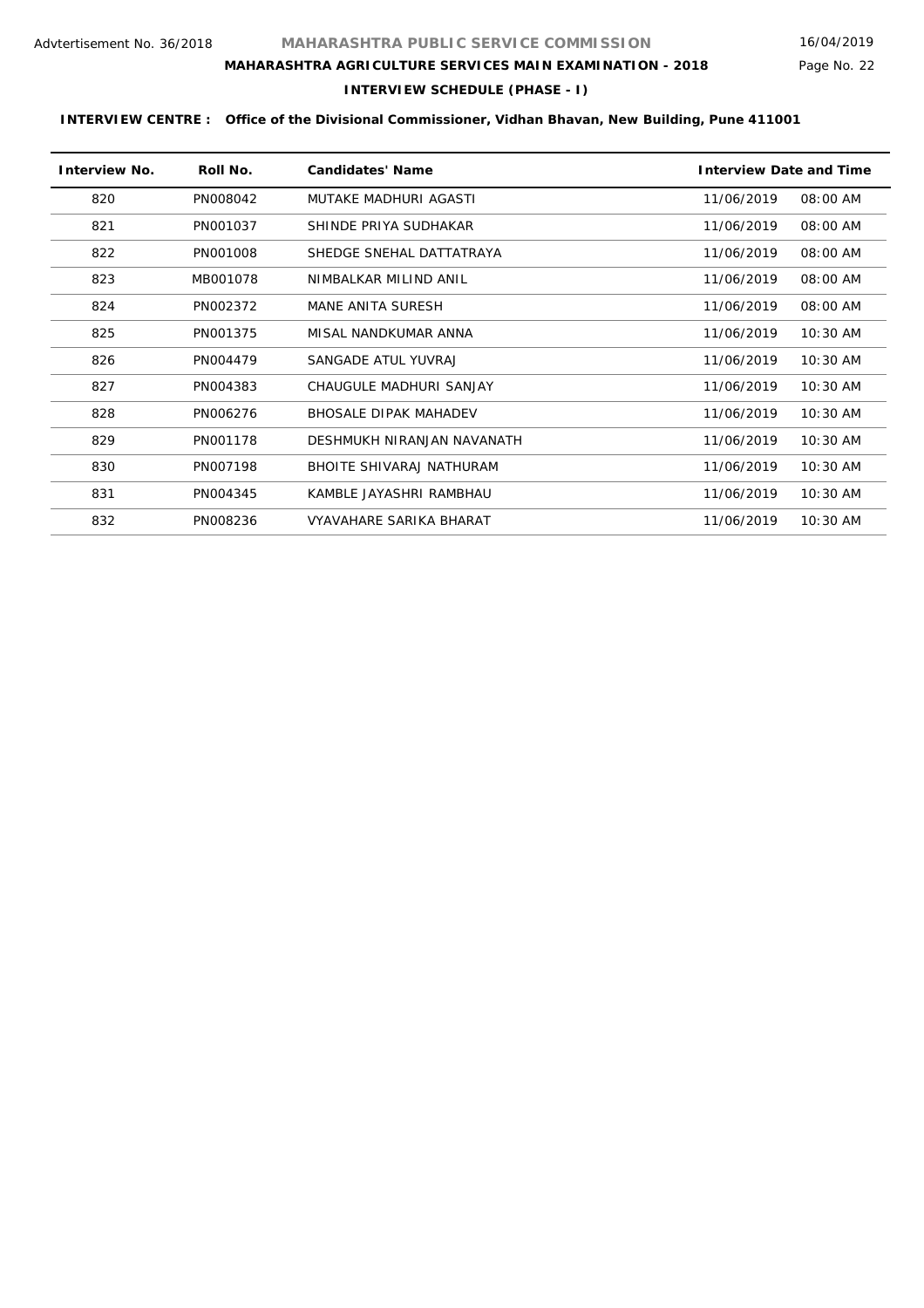Advtertisement No. 36/2018

# MAHARASHTRA PUBLIC SERVICE COMMISSION

16/04/2019

## MAHARASHTRA AGRICULTURE SERVICES MAIN EXAMINATION - 2018

### INTERVIEW SCHEDULE (PHASE - I)

**INTERVIEW CENTRE : Office of the Divisional Commissioner, Vidhan Bhavan, New Building, Pune 411001**

| Interview No. | Roll No. | Candidates' Name | Interview Date and Time | |
|---|---|---|---|---|
| 820 | PN008042 | MUTAKE MADHURI AGASTI | 11/06/2019 | 08:00 AM |
| 821 | PN001037 | SHINDE PRIYA SUDHAKAR | 11/06/2019 | 08:00 AM |
| 822 | PN001008 | SHEDGE SNEHAL DATTATRAYA | 11/06/2019 | 08:00 AM |
| 823 | MB001078 | NIMBALKAR MILIND ANIL | 11/06/2019 | 08:00 AM |
| 824 | PN002372 | MANE ANITA SURESH | 11/06/2019 | 08:00 AM |
| 825 | PN001375 | MISAL NANDKUMAR ANNA | 11/06/2019 | 10:30 AM |
| 826 | PN004479 | SANGADE ATUL YUVRAJ | 11/06/2019 | 10:30 AM |
| 827 | PN004383 | CHAUGULE MADHURI SANJAY | 11/06/2019 | 10:30 AM |
| 828 | PN006276 | BHOSALE DIPAK MAHADEV | 11/06/2019 | 10:30 AM |
| 829 | PN001178 | DESHMUKH NIRANJAN NAVANATH | 11/06/2019 | 10:30 AM |
| 830 | PN007198 | BHOITE SHIVARAJ NATHURAM | 11/06/2019 | 10:30 AM |
| 831 | PN004345 | KAMBLE JAYASHRI RAMBHAU | 11/06/2019 | 10:30 AM |
| 832 | PN008236 | VYAVAHARE SARIKA BHARAT | 11/06/2019 | 10:30 AM |